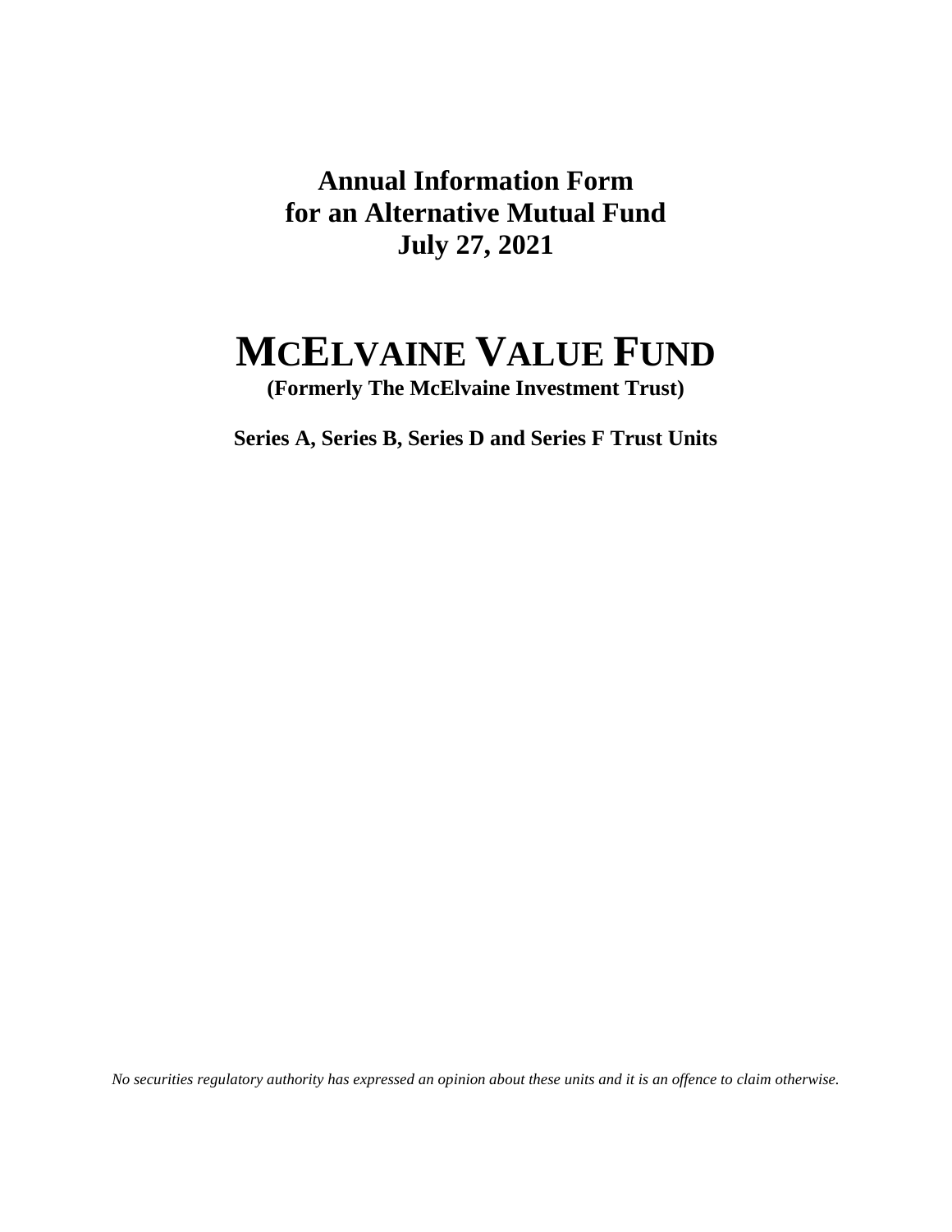**Annual Information Form**
**for an Alternative Mutual Fund**
**July 27, 2021**

# MCELVAINE VALUE FUND

**(Formerly The McElvaine Investment Trust)**

**Series A, Series B, Series D and Series F Trust Units**

*No securities regulatory authority has expressed an opinion about these units and it is an offence to claim otherwise.*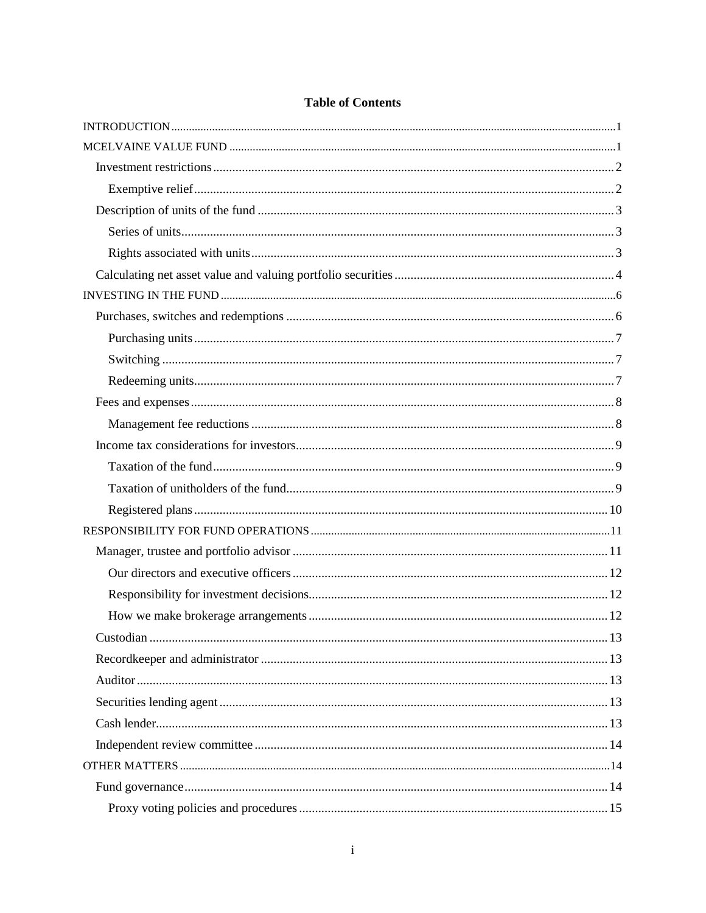# Table of Contents

- INTRODUCTION ... 1
- MCELVAINE VALUE FUND ... 1
  - Investment restrictions ... 2
    - Exemptive relief ... 2
  - Description of units of the fund ... 3
    - Series of units ... 3
    - Rights associated with units ... 3
  - Calculating net asset value and valuing portfolio securities ... 4
- INVESTING IN THE FUND ... 6
  - Purchases, switches and redemptions ... 6
    - Purchasing units ... 7
    - Switching ... 7
    - Redeeming units ... 7
  - Fees and expenses ... 8
    - Management fee reductions ... 8
  - Income tax considerations for investors ... 9
    - Taxation of the fund ... 9
    - Taxation of unitholders of the fund ... 9
    - Registered plans ... 10
- RESPONSIBILITY FOR FUND OPERATIONS ... 11
  - Manager, trustee and portfolio advisor ... 11
    - Our directors and executive officers ... 12
    - Responsibility for investment decisions ... 12
    - How we make brokerage arrangements ... 12
  - Custodian ... 13
  - Recordkeeper and administrator ... 13
  - Auditor ... 13
  - Securities lending agent ... 13
  - Cash lender ... 13
  - Independent review committee ... 14
- OTHER MATTERS ... 14
  - Fund governance ... 14
    - Proxy voting policies and procedures ... 15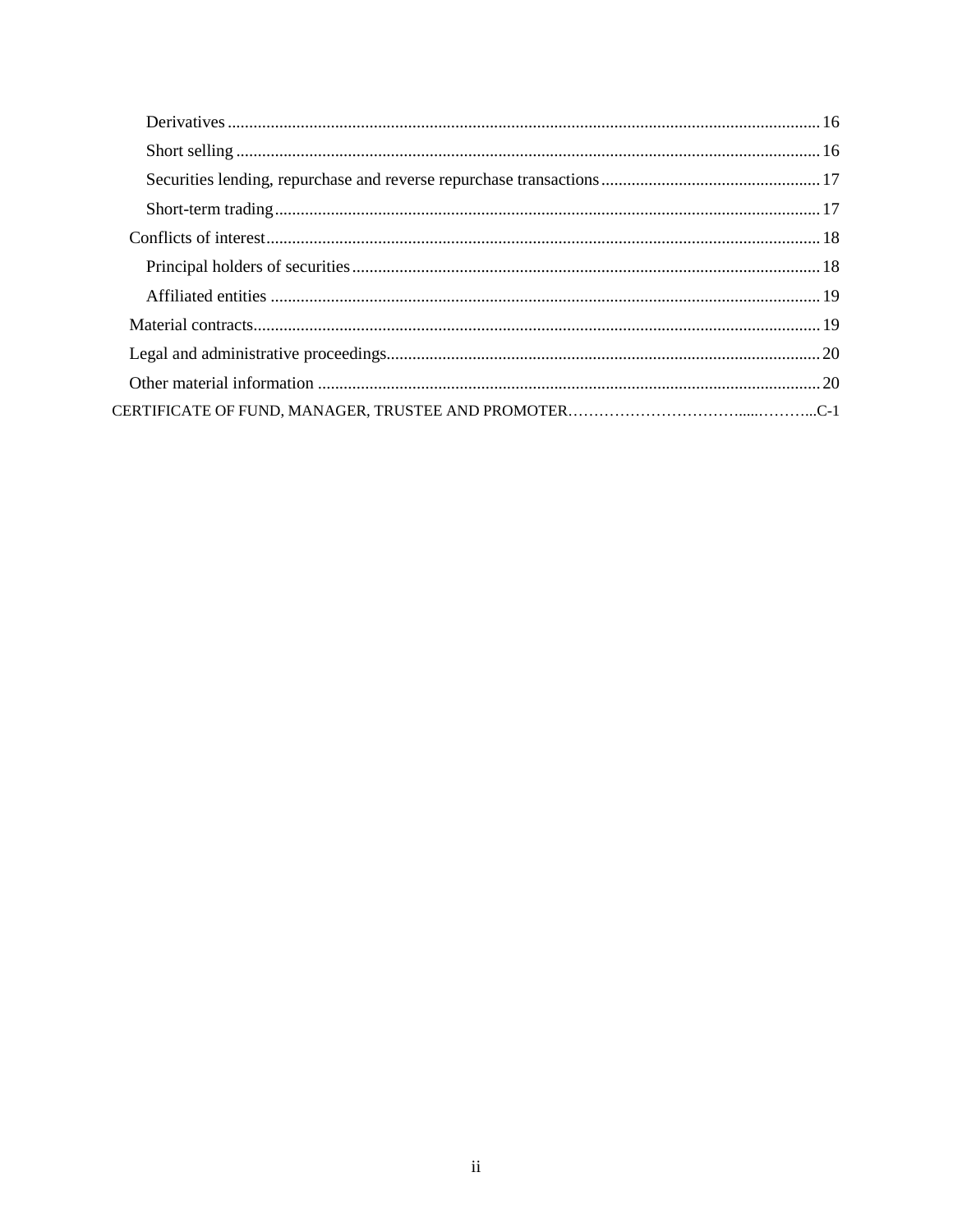- Derivatives ... 16
- Short selling ... 16
- Securities lending, repurchase and reverse repurchase transactions ... 17
- Short-term trading ... 17

Conflicts of interest ... 18

- Principal holders of securities ... 18
- Affiliated entities ... 19

Material contracts ... 19

Legal and administrative proceedings ... 20

Other material information ... 20

CERTIFICATE OF FUND, MANAGER, TRUSTEE AND PROMOTER ... C-1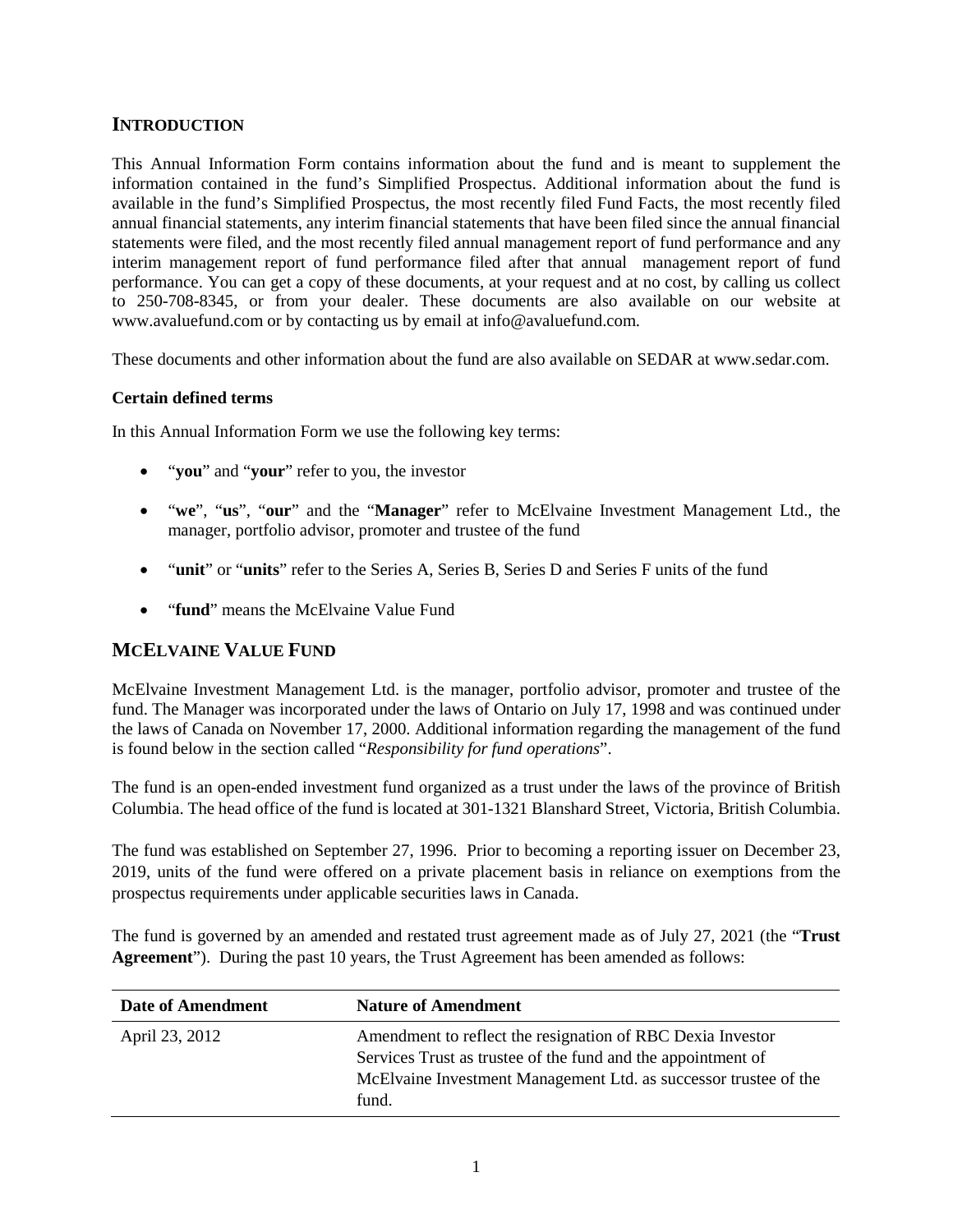## INTRODUCTION

This Annual Information Form contains information about the fund and is meant to supplement the information contained in the fund's Simplified Prospectus. Additional information about the fund is available in the fund's Simplified Prospectus, the most recently filed Fund Facts, the most recently filed annual financial statements, any interim financial statements that have been filed since the annual financial statements were filed, and the most recently filed annual management report of fund performance and any interim management report of fund performance filed after that annual management report of fund performance. You can get a copy of these documents, at your request and at no cost, by calling us collect to 250-708-8345, or from your dealer. These documents are also available on our website at www.avaluefund.com or by contacting us by email at info@avaluefund.com.

These documents and other information about the fund are also available on SEDAR at www.sedar.com.

### Certain defined terms

In this Annual Information Form we use the following key terms:

- "**you**" and "**your**" refer to you, the investor
- "**we**", "**us**", "**our**" and the "**Manager**" refer to McElvaine Investment Management Ltd., the manager, portfolio advisor, promoter and trustee of the fund
- "**unit**" or "**units**" refer to the Series A, Series B, Series D and Series F units of the fund
- "**fund**" means the McElvaine Value Fund

## MCELVAINE VALUE FUND

McElvaine Investment Management Ltd. is the manager, portfolio advisor, promoter and trustee of the fund. The Manager was incorporated under the laws of Ontario on July 17, 1998 and was continued under the laws of Canada on November 17, 2000. Additional information regarding the management of the fund is found below in the section called "*Responsibility for fund operations*".

The fund is an open-ended investment fund organized as a trust under the laws of the province of British Columbia. The head office of the fund is located at 301-1321 Blanshard Street, Victoria, British Columbia.

The fund was established on September 27, 1996. Prior to becoming a reporting issuer on December 23, 2019, units of the fund were offered on a private placement basis in reliance on exemptions from the prospectus requirements under applicable securities laws in Canada.

The fund is governed by an amended and restated trust agreement made as of July 27, 2021 (the "**Trust Agreement**"). During the past 10 years, the Trust Agreement has been amended as follows:

| Date of Amendment | Nature of Amendment |
|---|---|
| April 23, 2012 | Amendment to reflect the resignation of RBC Dexia Investor Services Trust as trustee of the fund and the appointment of McElvaine Investment Management Ltd. as successor trustee of the fund. |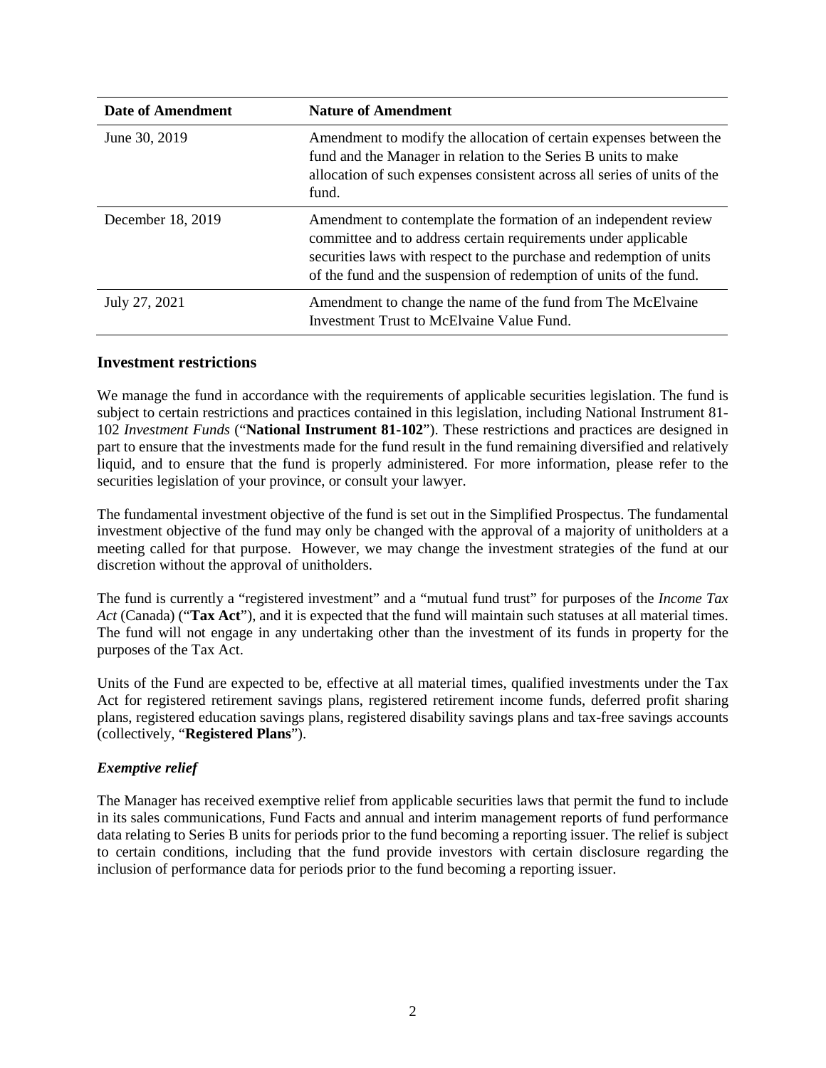| Date of Amendment | Nature of Amendment |
|---|---|
| June 30, 2019 | Amendment to modify the allocation of certain expenses between the fund and the Manager in relation to the Series B units to make allocation of such expenses consistent across all series of units of the fund. |
| December 18, 2019 | Amendment to contemplate the formation of an independent review committee and to address certain requirements under applicable securities laws with respect to the purchase and redemption of units of the fund and the suspension of redemption of units of the fund. |
| July 27, 2021 | Amendment to change the name of the fund from The McElvaine Investment Trust to McElvaine Value Fund. |

## Investment restrictions

We manage the fund in accordance with the requirements of applicable securities legislation. The fund is subject to certain restrictions and practices contained in this legislation, including National Instrument 81-102 *Investment Funds* ("**National Instrument 81-102**"). These restrictions and practices are designed in part to ensure that the investments made for the fund result in the fund remaining diversified and relatively liquid, and to ensure that the fund is properly administered. For more information, please refer to the securities legislation of your province, or consult your lawyer.

The fundamental investment objective of the fund is set out in the Simplified Prospectus. The fundamental investment objective of the fund may only be changed with the approval of a majority of unitholders at a meeting called for that purpose. However, we may change the investment strategies of the fund at our discretion without the approval of unitholders.

The fund is currently a "registered investment" and a "mutual fund trust" for purposes of the *Income Tax Act* (Canada) ("**Tax Act**"), and it is expected that the fund will maintain such statuses at all material times. The fund will not engage in any undertaking other than the investment of its funds in property for the purposes of the Tax Act.

Units of the Fund are expected to be, effective at all material times, qualified investments under the Tax Act for registered retirement savings plans, registered retirement income funds, deferred profit sharing plans, registered education savings plans, registered disability savings plans and tax-free savings accounts (collectively, "**Registered Plans**").

### *Exemptive relief*

The Manager has received exemptive relief from applicable securities laws that permit the fund to include in its sales communications, Fund Facts and annual and interim management reports of fund performance data relating to Series B units for periods prior to the fund becoming a reporting issuer. The relief is subject to certain conditions, including that the fund provide investors with certain disclosure regarding the inclusion of performance data for periods prior to the fund becoming a reporting issuer.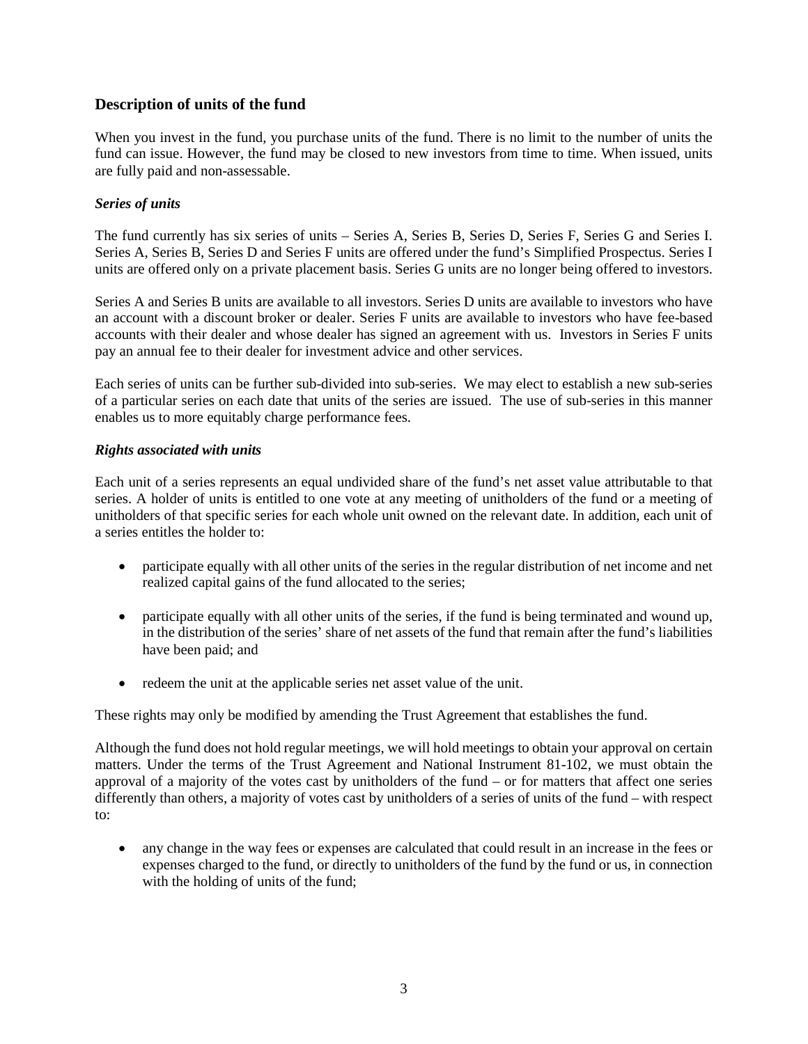## Description of units of the fund

When you invest in the fund, you purchase units of the fund. There is no limit to the number of units the fund can issue. However, the fund may be closed to new investors from time to time. When issued, units are fully paid and non-assessable.

### *Series of units*

The fund currently has six series of units – Series A, Series B, Series D, Series F, Series G and Series I. Series A, Series B, Series D and Series F units are offered under the fund's Simplified Prospectus. Series I units are offered only on a private placement basis. Series G units are no longer being offered to investors.

Series A and Series B units are available to all investors. Series D units are available to investors who have an account with a discount broker or dealer. Series F units are available to investors who have fee-based accounts with their dealer and whose dealer has signed an agreement with us. Investors in Series F units pay an annual fee to their dealer for investment advice and other services.

Each series of units can be further sub-divided into sub-series. We may elect to establish a new sub-series of a particular series on each date that units of the series are issued. The use of sub-series in this manner enables us to more equitably charge performance fees.

### *Rights associated with units*

Each unit of a series represents an equal undivided share of the fund's net asset value attributable to that series. A holder of units is entitled to one vote at any meeting of unitholders of the fund or a meeting of unitholders of that specific series for each whole unit owned on the relevant date. In addition, each unit of a series entitles the holder to:

- participate equally with all other units of the series in the regular distribution of net income and net realized capital gains of the fund allocated to the series;
- participate equally with all other units of the series, if the fund is being terminated and wound up, in the distribution of the series' share of net assets of the fund that remain after the fund's liabilities have been paid; and
- redeem the unit at the applicable series net asset value of the unit.

These rights may only be modified by amending the Trust Agreement that establishes the fund.

Although the fund does not hold regular meetings, we will hold meetings to obtain your approval on certain matters. Under the terms of the Trust Agreement and National Instrument 81-102, we must obtain the approval of a majority of the votes cast by unitholders of the fund – or for matters that affect one series differently than others, a majority of votes cast by unitholders of a series of units of the fund – with respect to:

- any change in the way fees or expenses are calculated that could result in an increase in the fees or expenses charged to the fund, or directly to unitholders of the fund by the fund or us, in connection with the holding of units of the fund;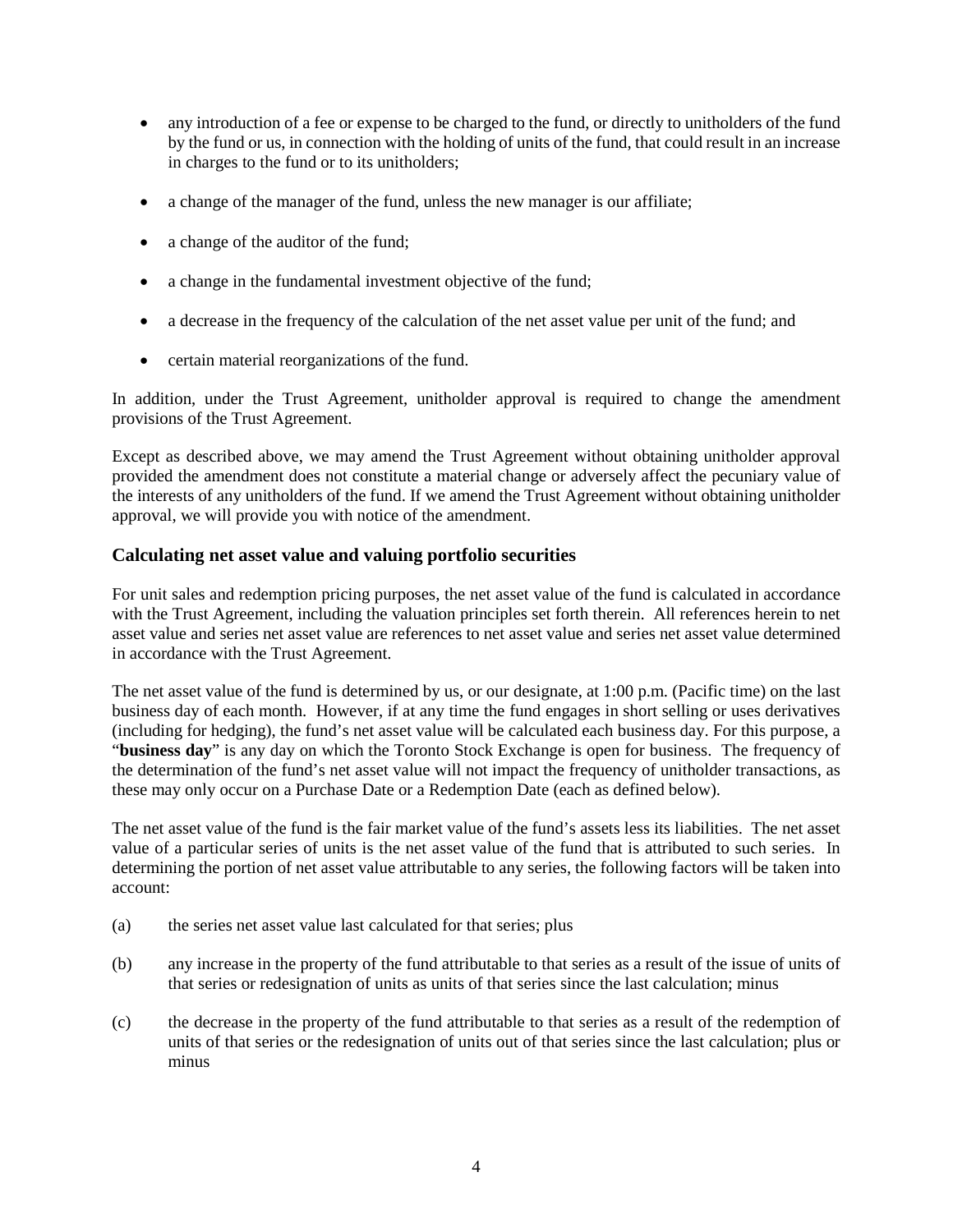- any introduction of a fee or expense to be charged to the fund, or directly to unitholders of the fund by the fund or us, in connection with the holding of units of the fund, that could result in an increase in charges to the fund or to its unitholders;
- a change of the manager of the fund, unless the new manager is our affiliate;
- a change of the auditor of the fund;
- a change in the fundamental investment objective of the fund;
- a decrease in the frequency of the calculation of the net asset value per unit of the fund; and
- certain material reorganizations of the fund.

In addition, under the Trust Agreement, unitholder approval is required to change the amendment provisions of the Trust Agreement.

Except as described above, we may amend the Trust Agreement without obtaining unitholder approval provided the amendment does not constitute a material change or adversely affect the pecuniary value of the interests of any unitholders of the fund. If we amend the Trust Agreement without obtaining unitholder approval, we will provide you with notice of the amendment.

### Calculating net asset value and valuing portfolio securities

For unit sales and redemption pricing purposes, the net asset value of the fund is calculated in accordance with the Trust Agreement, including the valuation principles set forth therein. All references herein to net asset value and series net asset value are references to net asset value and series net asset value determined in accordance with the Trust Agreement.

The net asset value of the fund is determined by us, or our designate, at 1:00 p.m. (Pacific time) on the last business day of each month. However, if at any time the fund engages in short selling or uses derivatives (including for hedging), the fund's net asset value will be calculated each business day. For this purpose, a "**business day**" is any day on which the Toronto Stock Exchange is open for business. The frequency of the determination of the fund's net asset value will not impact the frequency of unitholder transactions, as these may only occur on a Purchase Date or a Redemption Date (each as defined below).

The net asset value of the fund is the fair market value of the fund's assets less its liabilities. The net asset value of a particular series of units is the net asset value of the fund that is attributed to such series. In determining the portion of net asset value attributable to any series, the following factors will be taken into account:

(a) the series net asset value last calculated for that series; plus

(b) any increase in the property of the fund attributable to that series as a result of the issue of units of that series or redesignation of units as units of that series since the last calculation; minus

(c) the decrease in the property of the fund attributable to that series as a result of the redemption of units of that series or the redesignation of units out of that series since the last calculation; plus or minus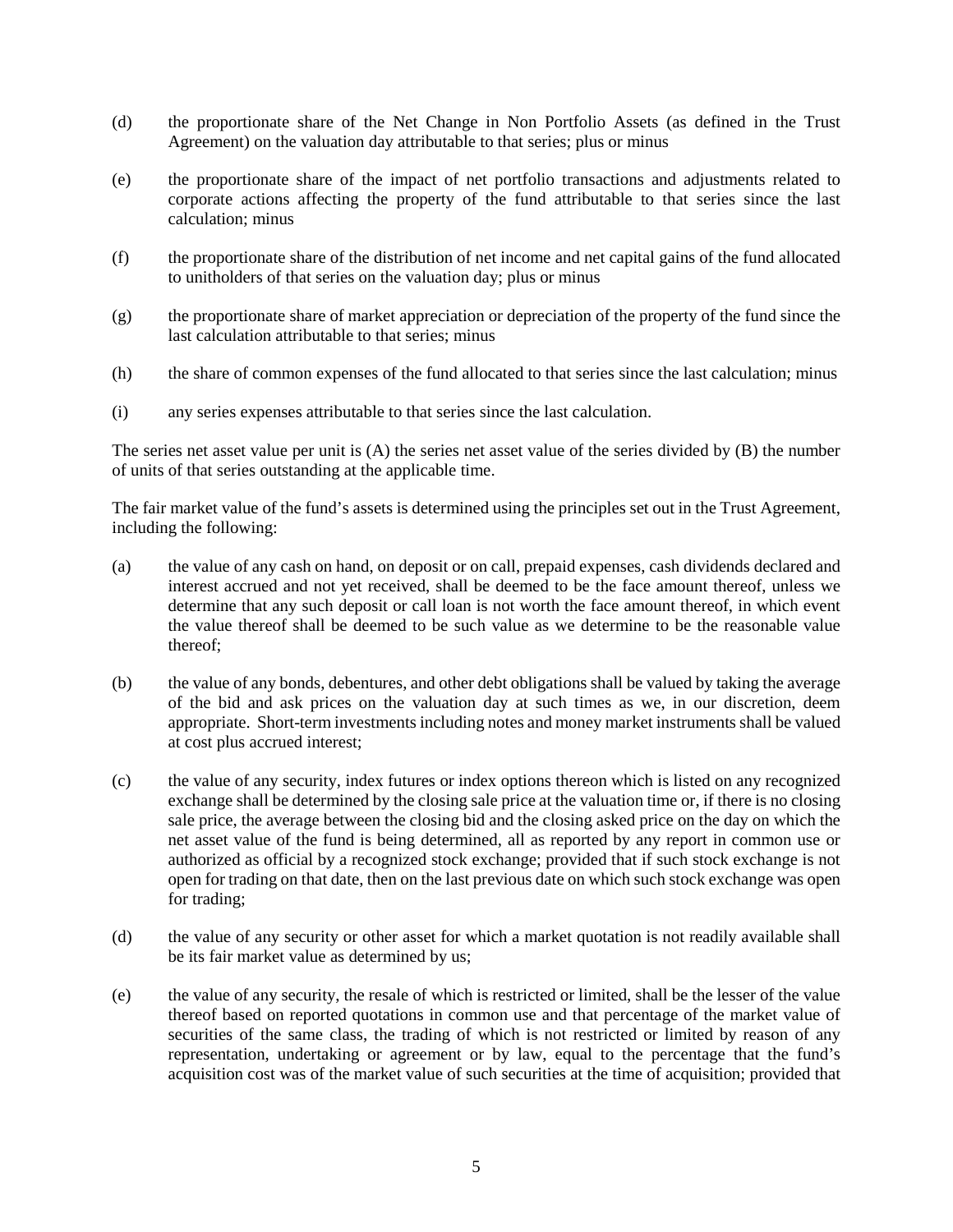(d) the proportionate share of the Net Change in Non Portfolio Assets (as defined in the Trust Agreement) on the valuation day attributable to that series; plus or minus

(e) the proportionate share of the impact of net portfolio transactions and adjustments related to corporate actions affecting the property of the fund attributable to that series since the last calculation; minus

(f) the proportionate share of the distribution of net income and net capital gains of the fund allocated to unitholders of that series on the valuation day; plus or minus

(g) the proportionate share of market appreciation or depreciation of the property of the fund since the last calculation attributable to that series; minus

(h) the share of common expenses of the fund allocated to that series since the last calculation; minus

(i) any series expenses attributable to that series since the last calculation.

The series net asset value per unit is (A) the series net asset value of the series divided by (B) the number of units of that series outstanding at the applicable time.

The fair market value of the fund's assets is determined using the principles set out in the Trust Agreement, including the following:

(a) the value of any cash on hand, on deposit or on call, prepaid expenses, cash dividends declared and interest accrued and not yet received, shall be deemed to be the face amount thereof, unless we determine that any such deposit or call loan is not worth the face amount thereof, in which event the value thereof shall be deemed to be such value as we determine to be the reasonable value thereof;

(b) the value of any bonds, debentures, and other debt obligations shall be valued by taking the average of the bid and ask prices on the valuation day at such times as we, in our discretion, deem appropriate. Short-term investments including notes and money market instruments shall be valued at cost plus accrued interest;

(c) the value of any security, index futures or index options thereon which is listed on any recognized exchange shall be determined by the closing sale price at the valuation time or, if there is no closing sale price, the average between the closing bid and the closing asked price on the day on which the net asset value of the fund is being determined, all as reported by any report in common use or authorized as official by a recognized stock exchange; provided that if such stock exchange is not open for trading on that date, then on the last previous date on which such stock exchange was open for trading;

(d) the value of any security or other asset for which a market quotation is not readily available shall be its fair market value as determined by us;

(e) the value of any security, the resale of which is restricted or limited, shall be the lesser of the value thereof based on reported quotations in common use and that percentage of the market value of securities of the same class, the trading of which is not restricted or limited by reason of any representation, undertaking or agreement or by law, equal to the percentage that the fund's acquisition cost was of the market value of such securities at the time of acquisition; provided that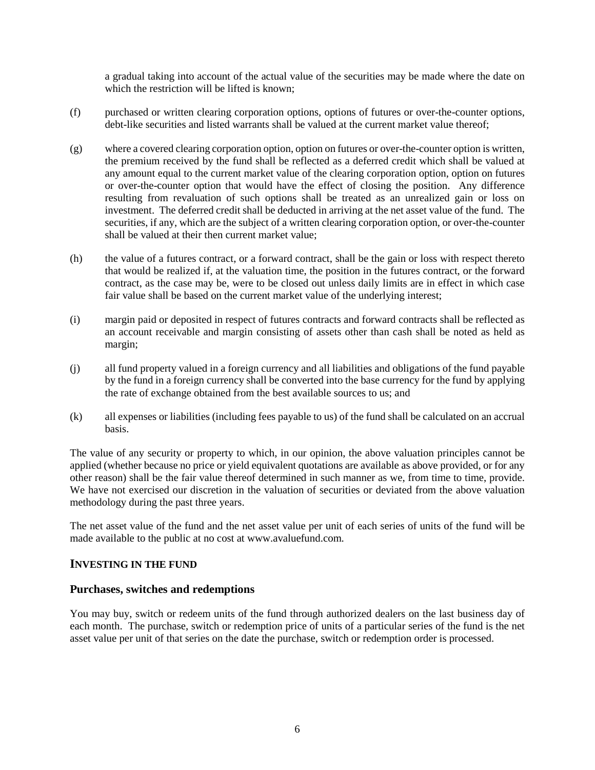a gradual taking into account of the actual value of the securities may be made where the date on which the restriction will be lifted is known;

(f) purchased or written clearing corporation options, options of futures or over-the-counter options, debt-like securities and listed warrants shall be valued at the current market value thereof;

(g) where a covered clearing corporation option, option on futures or over-the-counter option is written, the premium received by the fund shall be reflected as a deferred credit which shall be valued at any amount equal to the current market value of the clearing corporation option, option on futures or over-the-counter option that would have the effect of closing the position. Any difference resulting from revaluation of such options shall be treated as an unrealized gain or loss on investment. The deferred credit shall be deducted in arriving at the net asset value of the fund. The securities, if any, which are the subject of a written clearing corporation option, or over-the-counter shall be valued at their then current market value;

(h) the value of a futures contract, or a forward contract, shall be the gain or loss with respect thereto that would be realized if, at the valuation time, the position in the futures contract, or the forward contract, as the case may be, were to be closed out unless daily limits are in effect in which case fair value shall be based on the current market value of the underlying interest;

(i) margin paid or deposited in respect of futures contracts and forward contracts shall be reflected as an account receivable and margin consisting of assets other than cash shall be noted as held as margin;

(j) all fund property valued in a foreign currency and all liabilities and obligations of the fund payable by the fund in a foreign currency shall be converted into the base currency for the fund by applying the rate of exchange obtained from the best available sources to us; and

(k) all expenses or liabilities (including fees payable to us) of the fund shall be calculated on an accrual basis.

The value of any security or property to which, in our opinion, the above valuation principles cannot be applied (whether because no price or yield equivalent quotations are available as above provided, or for any other reason) shall be the fair value thereof determined in such manner as we, from time to time, provide. We have not exercised our discretion in the valuation of securities or deviated from the above valuation methodology during the past three years.

The net asset value of the fund and the net asset value per unit of each series of units of the fund will be made available to the public at no cost at www.avaluefund.com.

## INVESTING IN THE FUND

### Purchases, switches and redemptions

You may buy, switch or redeem units of the fund through authorized dealers on the last business day of each month. The purchase, switch or redemption price of units of a particular series of the fund is the net asset value per unit of that series on the date the purchase, switch or redemption order is processed.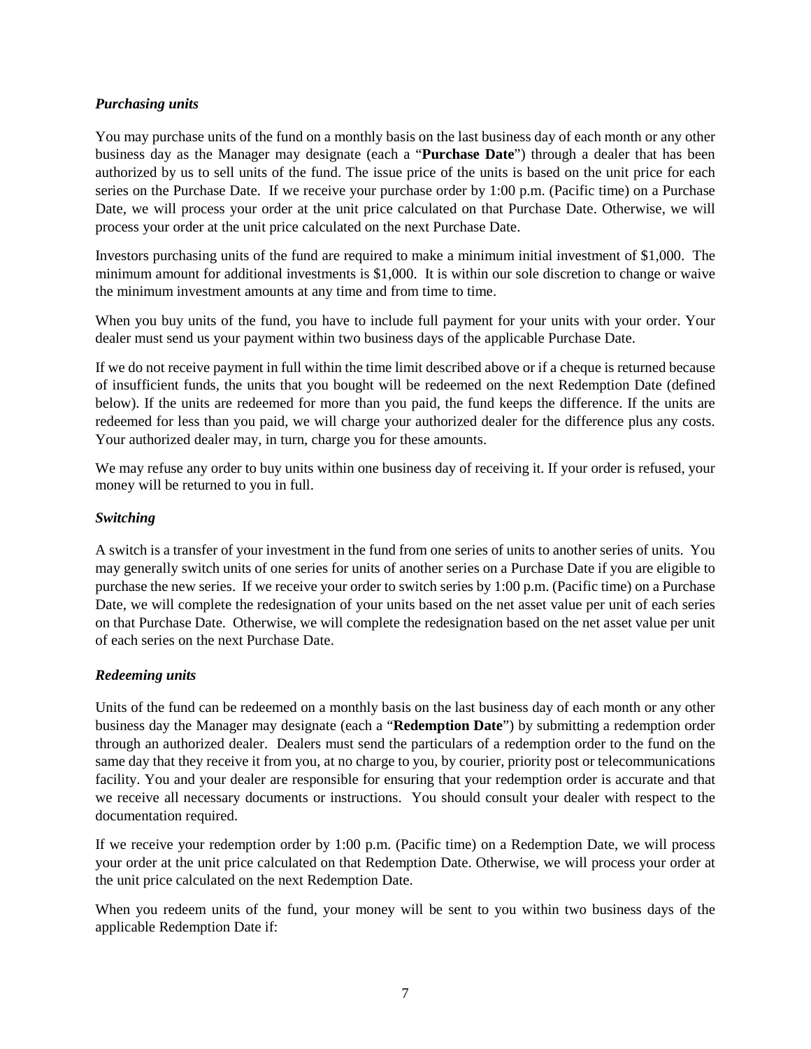***Purchasing units***

You may purchase units of the fund on a monthly basis on the last business day of each month or any other business day as the Manager may designate (each a "**Purchase Date**") through a dealer that has been authorized by us to sell units of the fund. The issue price of the units is based on the unit price for each series on the Purchase Date. If we receive your purchase order by 1:00 p.m. (Pacific time) on a Purchase Date, we will process your order at the unit price calculated on that Purchase Date. Otherwise, we will process your order at the unit price calculated on the next Purchase Date.

Investors purchasing units of the fund are required to make a minimum initial investment of $1,000. The minimum amount for additional investments is $1,000. It is within our sole discretion to change or waive the minimum investment amounts at any time and from time to time.

When you buy units of the fund, you have to include full payment for your units with your order. Your dealer must send us your payment within two business days of the applicable Purchase Date.

If we do not receive payment in full within the time limit described above or if a cheque is returned because of insufficient funds, the units that you bought will be redeemed on the next Redemption Date (defined below). If the units are redeemed for more than you paid, the fund keeps the difference. If the units are redeemed for less than you paid, we will charge your authorized dealer for the difference plus any costs. Your authorized dealer may, in turn, charge you for these amounts.

We may refuse any order to buy units within one business day of receiving it. If your order is refused, your money will be returned to you in full.

***Switching***

A switch is a transfer of your investment in the fund from one series of units to another series of units. You may generally switch units of one series for units of another series on a Purchase Date if you are eligible to purchase the new series. If we receive your order to switch series by 1:00 p.m. (Pacific time) on a Purchase Date, we will complete the redesignation of your units based on the net asset value per unit of each series on that Purchase Date. Otherwise, we will complete the redesignation based on the net asset value per unit of each series on the next Purchase Date.

***Redeeming units***

Units of the fund can be redeemed on a monthly basis on the last business day of each month or any other business day the Manager may designate (each a "**Redemption Date**") by submitting a redemption order through an authorized dealer. Dealers must send the particulars of a redemption order to the fund on the same day that they receive it from you, at no charge to you, by courier, priority post or telecommunications facility. You and your dealer are responsible for ensuring that your redemption order is accurate and that we receive all necessary documents or instructions. You should consult your dealer with respect to the documentation required.

If we receive your redemption order by 1:00 p.m. (Pacific time) on a Redemption Date, we will process your order at the unit price calculated on that Redemption Date. Otherwise, we will process your order at the unit price calculated on the next Redemption Date.

When you redeem units of the fund, your money will be sent to you within two business days of the applicable Redemption Date if: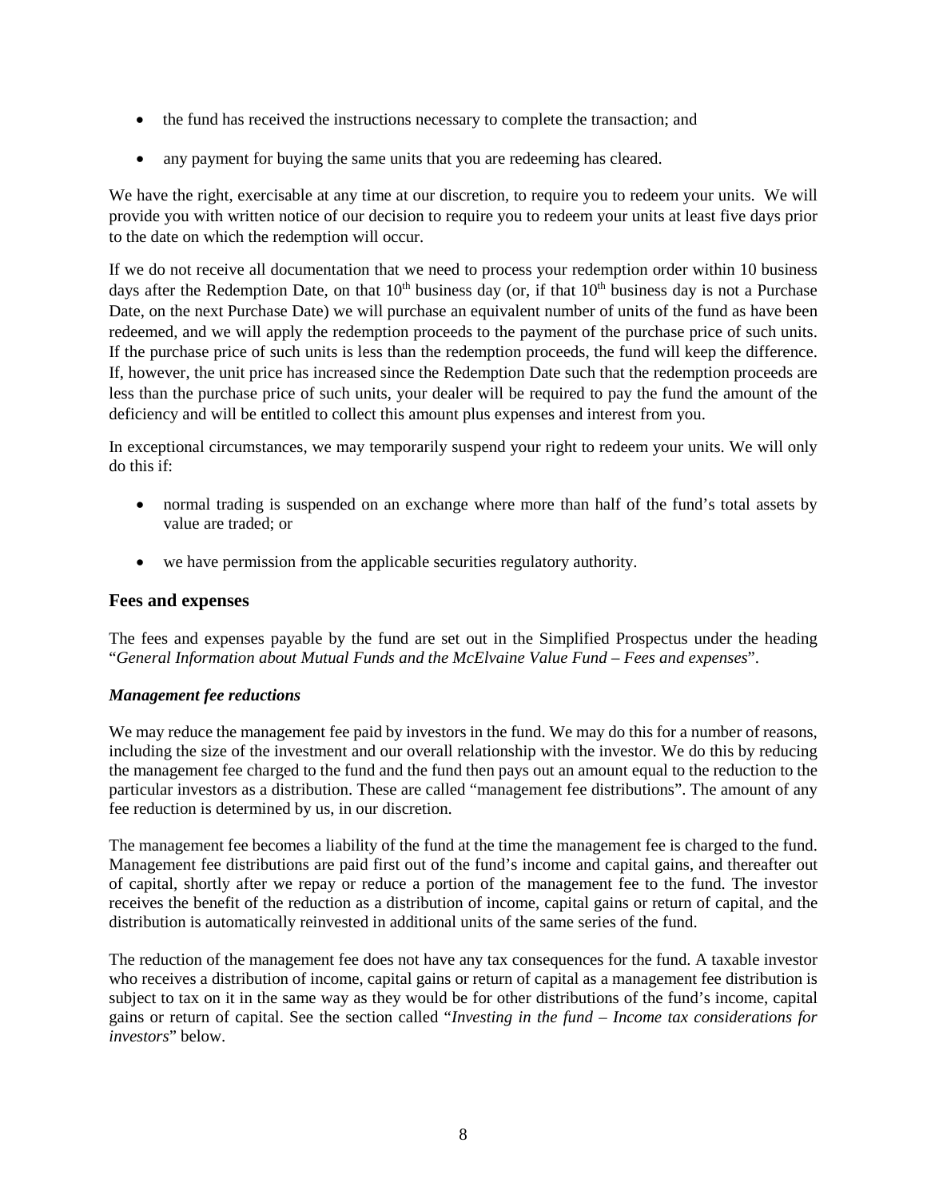- the fund has received the instructions necessary to complete the transaction; and
- any payment for buying the same units that you are redeeming has cleared.

We have the right, exercisable at any time at our discretion, to require you to redeem your units. We will provide you with written notice of our decision to require you to redeem your units at least five days prior to the date on which the redemption will occur.

If we do not receive all documentation that we need to process your redemption order within 10 business days after the Redemption Date, on that 10th business day (or, if that 10th business day is not a Purchase Date, on the next Purchase Date) we will purchase an equivalent number of units of the fund as have been redeemed, and we will apply the redemption proceeds to the payment of the purchase price of such units. If the purchase price of such units is less than the redemption proceeds, the fund will keep the difference. If, however, the unit price has increased since the Redemption Date such that the redemption proceeds are less than the purchase price of such units, your dealer will be required to pay the fund the amount of the deficiency and will be entitled to collect this amount plus expenses and interest from you.

In exceptional circumstances, we may temporarily suspend your right to redeem your units. We will only do this if:

- normal trading is suspended on an exchange where more than half of the fund's total assets by value are traded; or
- we have permission from the applicable securities regulatory authority.

## Fees and expenses

The fees and expenses payable by the fund are set out in the Simplified Prospectus under the heading "*General Information about Mutual Funds and the McElvaine Value Fund – Fees and expenses*".

### *Management fee reductions*

We may reduce the management fee paid by investors in the fund. We may do this for a number of reasons, including the size of the investment and our overall relationship with the investor. We do this by reducing the management fee charged to the fund and the fund then pays out an amount equal to the reduction to the particular investors as a distribution. These are called "management fee distributions". The amount of any fee reduction is determined by us, in our discretion.

The management fee becomes a liability of the fund at the time the management fee is charged to the fund. Management fee distributions are paid first out of the fund's income and capital gains, and thereafter out of capital, shortly after we repay or reduce a portion of the management fee to the fund. The investor receives the benefit of the reduction as a distribution of income, capital gains or return of capital, and the distribution is automatically reinvested in additional units of the same series of the fund.

The reduction of the management fee does not have any tax consequences for the fund. A taxable investor who receives a distribution of income, capital gains or return of capital as a management fee distribution is subject to tax on it in the same way as they would be for other distributions of the fund's income, capital gains or return of capital. See the section called "*Investing in the fund – Income tax considerations for investors*" below.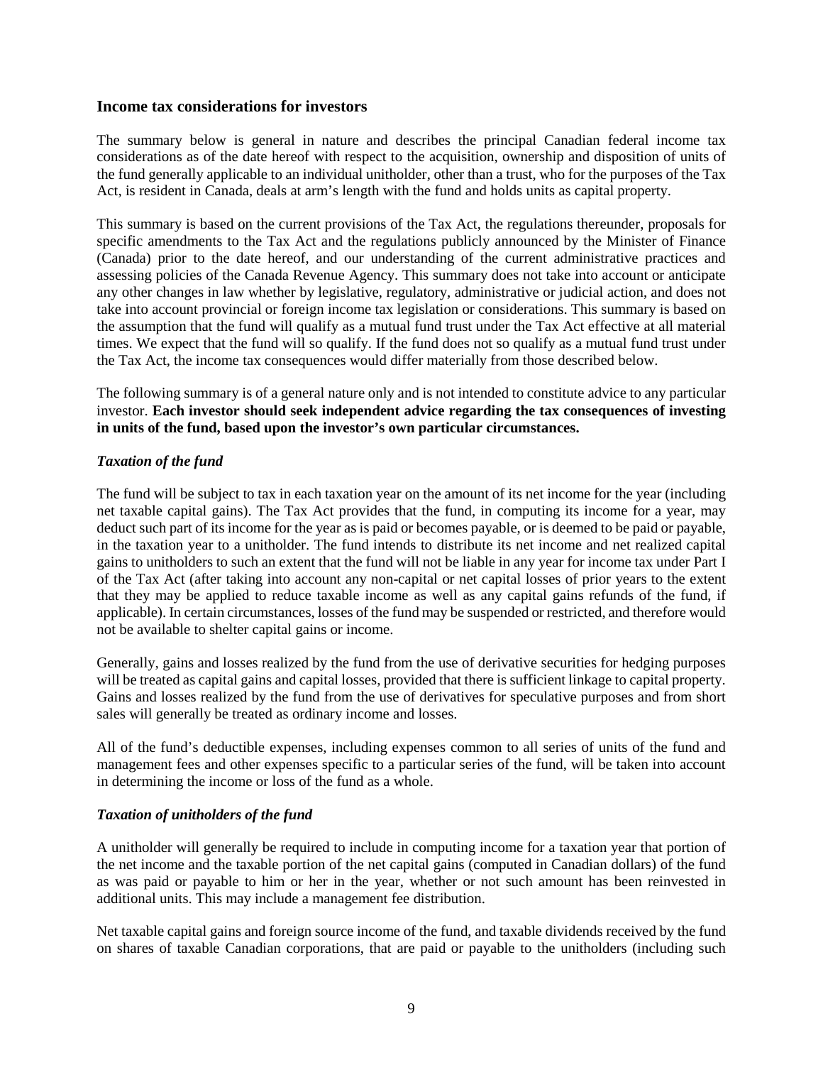## Income tax considerations for investors

The summary below is general in nature and describes the principal Canadian federal income tax considerations as of the date hereof with respect to the acquisition, ownership and disposition of units of the fund generally applicable to an individual unitholder, other than a trust, who for the purposes of the Tax Act, is resident in Canada, deals at arm's length with the fund and holds units as capital property.

This summary is based on the current provisions of the Tax Act, the regulations thereunder, proposals for specific amendments to the Tax Act and the regulations publicly announced by the Minister of Finance (Canada) prior to the date hereof, and our understanding of the current administrative practices and assessing policies of the Canada Revenue Agency. This summary does not take into account or anticipate any other changes in law whether by legislative, regulatory, administrative or judicial action, and does not take into account provincial or foreign income tax legislation or considerations. This summary is based on the assumption that the fund will qualify as a mutual fund trust under the Tax Act effective at all material times. We expect that the fund will so qualify. If the fund does not so qualify as a mutual fund trust under the Tax Act, the income tax consequences would differ materially from those described below.

The following summary is of a general nature only and is not intended to constitute advice to any particular investor. **Each investor should seek independent advice regarding the tax consequences of investing in units of the fund, based upon the investor's own particular circumstances.**

### *Taxation of the fund*

The fund will be subject to tax in each taxation year on the amount of its net income for the year (including net taxable capital gains). The Tax Act provides that the fund, in computing its income for a year, may deduct such part of its income for the year as is paid or becomes payable, or is deemed to be paid or payable, in the taxation year to a unitholder. The fund intends to distribute its net income and net realized capital gains to unitholders to such an extent that the fund will not be liable in any year for income tax under Part I of the Tax Act (after taking into account any non-capital or net capital losses of prior years to the extent that they may be applied to reduce taxable income as well as any capital gains refunds of the fund, if applicable). In certain circumstances, losses of the fund may be suspended or restricted, and therefore would not be available to shelter capital gains or income.

Generally, gains and losses realized by the fund from the use of derivative securities for hedging purposes will be treated as capital gains and capital losses, provided that there is sufficient linkage to capital property. Gains and losses realized by the fund from the use of derivatives for speculative purposes and from short sales will generally be treated as ordinary income and losses.

All of the fund's deductible expenses, including expenses common to all series of units of the fund and management fees and other expenses specific to a particular series of the fund, will be taken into account in determining the income or loss of the fund as a whole.

### *Taxation of unitholders of the fund*

A unitholder will generally be required to include in computing income for a taxation year that portion of the net income and the taxable portion of the net capital gains (computed in Canadian dollars) of the fund as was paid or payable to him or her in the year, whether or not such amount has been reinvested in additional units. This may include a management fee distribution.

Net taxable capital gains and foreign source income of the fund, and taxable dividends received by the fund on shares of taxable Canadian corporations, that are paid or payable to the unitholders (including such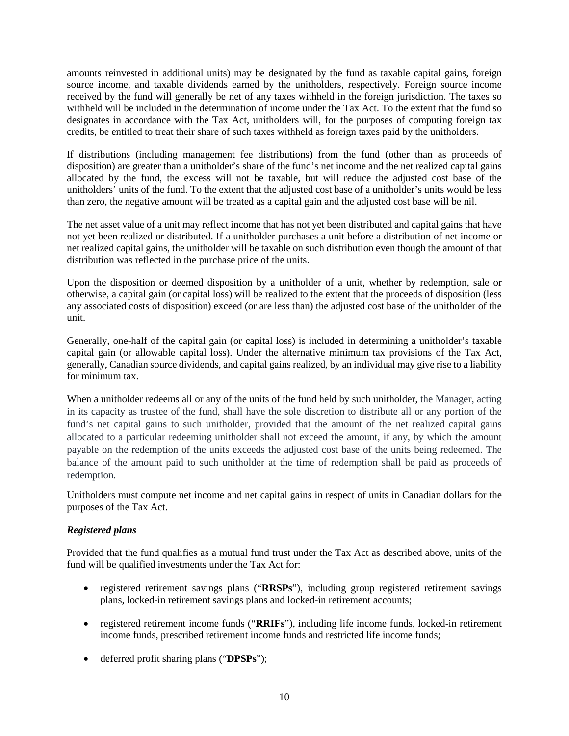amounts reinvested in additional units) may be designated by the fund as taxable capital gains, foreign source income, and taxable dividends earned by the unitholders, respectively. Foreign source income received by the fund will generally be net of any taxes withheld in the foreign jurisdiction. The taxes so withheld will be included in the determination of income under the Tax Act. To the extent that the fund so designates in accordance with the Tax Act, unitholders will, for the purposes of computing foreign tax credits, be entitled to treat their share of such taxes withheld as foreign taxes paid by the unitholders.

If distributions (including management fee distributions) from the fund (other than as proceeds of disposition) are greater than a unitholder's share of the fund's net income and the net realized capital gains allocated by the fund, the excess will not be taxable, but will reduce the adjusted cost base of the unitholders' units of the fund. To the extent that the adjusted cost base of a unitholder's units would be less than zero, the negative amount will be treated as a capital gain and the adjusted cost base will be nil.

The net asset value of a unit may reflect income that has not yet been distributed and capital gains that have not yet been realized or distributed. If a unitholder purchases a unit before a distribution of net income or net realized capital gains, the unitholder will be taxable on such distribution even though the amount of that distribution was reflected in the purchase price of the units.

Upon the disposition or deemed disposition by a unitholder of a unit, whether by redemption, sale or otherwise, a capital gain (or capital loss) will be realized to the extent that the proceeds of disposition (less any associated costs of disposition) exceed (or are less than) the adjusted cost base of the unitholder of the unit.

Generally, one-half of the capital gain (or capital loss) is included in determining a unitholder's taxable capital gain (or allowable capital loss). Under the alternative minimum tax provisions of the Tax Act, generally, Canadian source dividends, and capital gains realized, by an individual may give rise to a liability for minimum tax.

When a unitholder redeems all or any of the units of the fund held by such unitholder, the Manager, acting in its capacity as trustee of the fund, shall have the sole discretion to distribute all or any portion of the fund's net capital gains to such unitholder, provided that the amount of the net realized capital gains allocated to a particular redeeming unitholder shall not exceed the amount, if any, by which the amount payable on the redemption of the units exceeds the adjusted cost base of the units being redeemed. The balance of the amount paid to such unitholder at the time of redemption shall be paid as proceeds of redemption.

Unitholders must compute net income and net capital gains in respect of units in Canadian dollars for the purposes of the Tax Act.

***Registered plans***

Provided that the fund qualifies as a mutual fund trust under the Tax Act as described above, units of the fund will be qualified investments under the Tax Act for:

- registered retirement savings plans ("**RRSPs**"), including group registered retirement savings plans, locked-in retirement savings plans and locked-in retirement accounts;
- registered retirement income funds ("**RRIFs**"), including life income funds, locked-in retirement income funds, prescribed retirement income funds and restricted life income funds;
- deferred profit sharing plans ("**DPSPs**");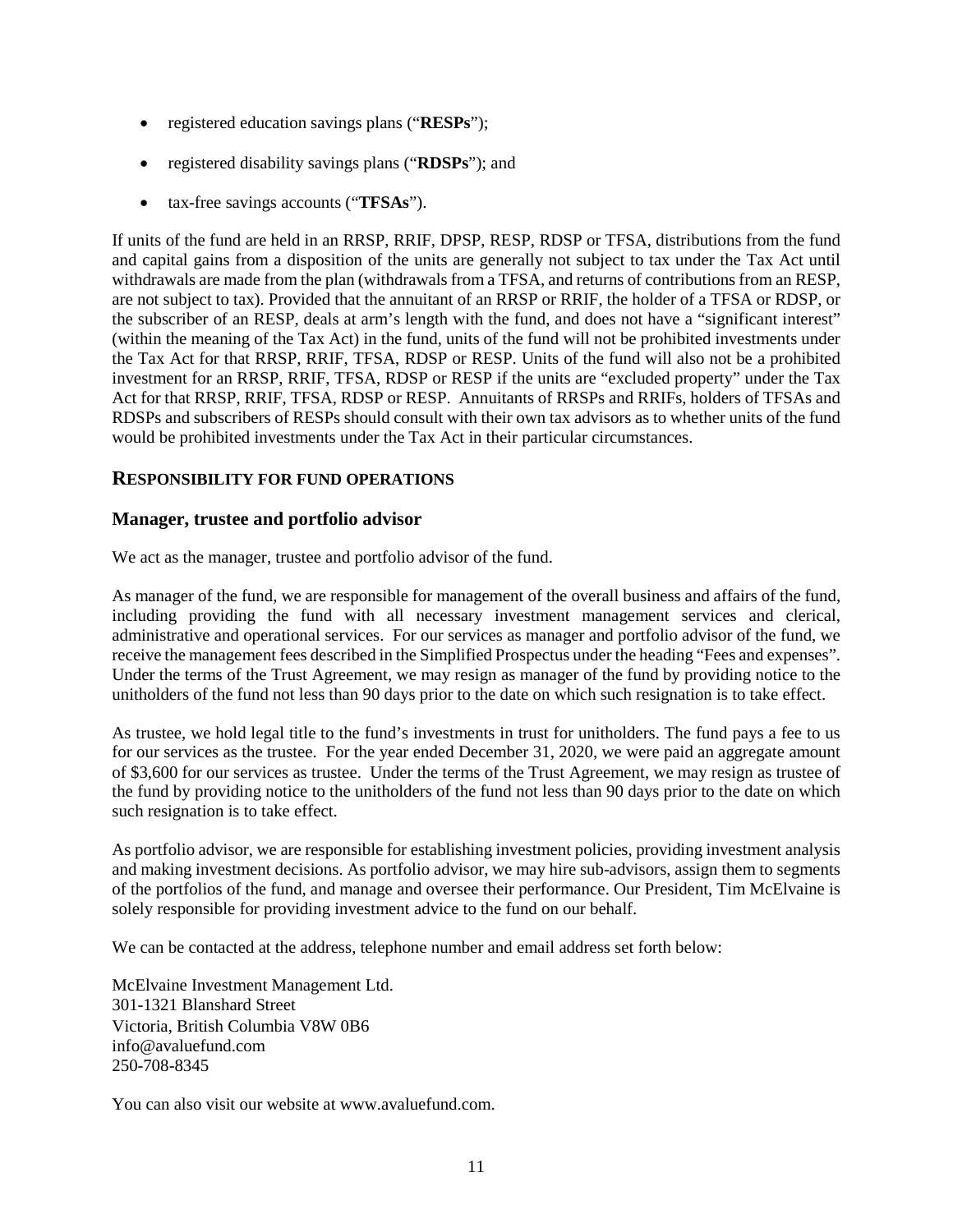- registered education savings plans ("**RESPs**");
- registered disability savings plans ("**RDSPs**"); and
- tax-free savings accounts ("**TFSAs**").

If units of the fund are held in an RRSP, RRIF, DPSP, RESP, RDSP or TFSA, distributions from the fund and capital gains from a disposition of the units are generally not subject to tax under the Tax Act until withdrawals are made from the plan (withdrawals from a TFSA, and returns of contributions from an RESP, are not subject to tax). Provided that the annuitant of an RRSP or RRIF, the holder of a TFSA or RDSP, or the subscriber of an RESP, deals at arm's length with the fund, and does not have a "significant interest" (within the meaning of the Tax Act) in the fund, units of the fund will not be prohibited investments under the Tax Act for that RRSP, RRIF, TFSA, RDSP or RESP. Units of the fund will also not be a prohibited investment for an RRSP, RRIF, TFSA, RDSP or RESP if the units are "excluded property" under the Tax Act for that RRSP, RRIF, TFSA, RDSP or RESP. Annuitants of RRSPs and RRIFs, holders of TFSAs and RDSPs and subscribers of RESPs should consult with their own tax advisors as to whether units of the fund would be prohibited investments under the Tax Act in their particular circumstances.

## RESPONSIBILITY FOR FUND OPERATIONS

### Manager, trustee and portfolio advisor

We act as the manager, trustee and portfolio advisor of the fund.

As manager of the fund, we are responsible for management of the overall business and affairs of the fund, including providing the fund with all necessary investment management services and clerical, administrative and operational services. For our services as manager and portfolio advisor of the fund, we receive the management fees described in the Simplified Prospectus under the heading "Fees and expenses". Under the terms of the Trust Agreement, we may resign as manager of the fund by providing notice to the unitholders of the fund not less than 90 days prior to the date on which such resignation is to take effect.

As trustee, we hold legal title to the fund's investments in trust for unitholders. The fund pays a fee to us for our services as the trustee. For the year ended December 31, 2020, we were paid an aggregate amount of $3,600 for our services as trustee. Under the terms of the Trust Agreement, we may resign as trustee of the fund by providing notice to the unitholders of the fund not less than 90 days prior to the date on which such resignation is to take effect.

As portfolio advisor, we are responsible for establishing investment policies, providing investment analysis and making investment decisions. As portfolio advisor, we may hire sub-advisors, assign them to segments of the portfolios of the fund, and manage and oversee their performance. Our President, Tim McElvaine is solely responsible for providing investment advice to the fund on our behalf.

We can be contacted at the address, telephone number and email address set forth below:

McElvaine Investment Management Ltd.
301-1321 Blanshard Street
Victoria, British Columbia V8W 0B6
info@avaluefund.com
250-708-8345

You can also visit our website at www.avaluefund.com.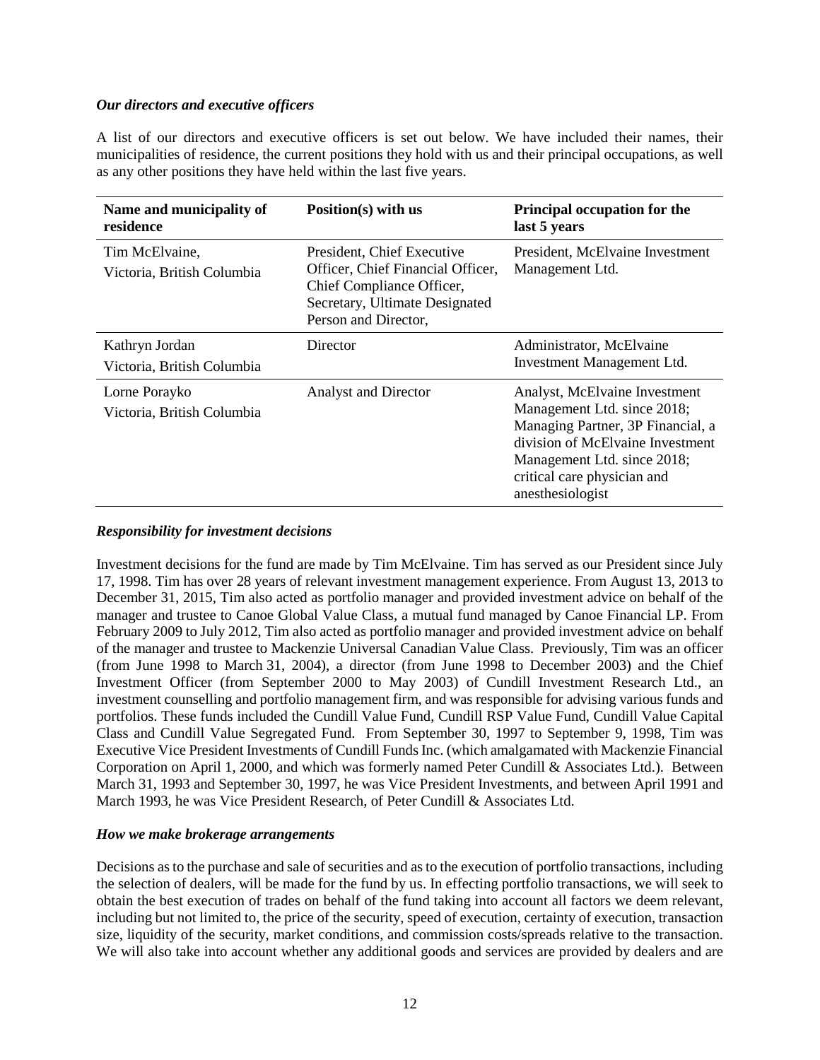### *Our directors and executive officers*

A list of our directors and executive officers is set out below. We have included their names, their municipalities of residence, the current positions they hold with us and their principal occupations, as well as any other positions they have held within the last five years.

| Name and municipality of residence | Position(s) with us | Principal occupation for the last 5 years |
|---|---|---|
| Tim McElvaine, Victoria, British Columbia | President, Chief Executive Officer, Chief Financial Officer, Chief Compliance Officer, Secretary, Ultimate Designated Person and Director, | President, McElvaine Investment Management Ltd. |
| Kathryn Jordan Victoria, British Columbia | Director | Administrator, McElvaine Investment Management Ltd. |
| Lorne Porayko Victoria, British Columbia | Analyst and Director | Analyst, McElvaine Investment Management Ltd. since 2018; Managing Partner, 3P Financial, a division of McElvaine Investment Management Ltd. since 2018; critical care physician and anesthesiologist |

### *Responsibility for investment decisions*

Investment decisions for the fund are made by Tim McElvaine. Tim has served as our President since July 17, 1998. Tim has over 28 years of relevant investment management experience. From August 13, 2013 to December 31, 2015, Tim also acted as portfolio manager and provided investment advice on behalf of the manager and trustee to Canoe Global Value Class, a mutual fund managed by Canoe Financial LP. From February 2009 to July 2012, Tim also acted as portfolio manager and provided investment advice on behalf of the manager and trustee to Mackenzie Universal Canadian Value Class. Previously, Tim was an officer (from June 1998 to March 31, 2004), a director (from June 1998 to December 2003) and the Chief Investment Officer (from September 2000 to May 2003) of Cundill Investment Research Ltd., an investment counselling and portfolio management firm, and was responsible for advising various funds and portfolios. These funds included the Cundill Value Fund, Cundill RSP Value Fund, Cundill Value Capital Class and Cundill Value Segregated Fund. From September 30, 1997 to September 9, 1998, Tim was Executive Vice President Investments of Cundill Funds Inc. (which amalgamated with Mackenzie Financial Corporation on April 1, 2000, and which was formerly named Peter Cundill & Associates Ltd.). Between March 31, 1993 and September 30, 1997, he was Vice President Investments, and between April 1991 and March 1993, he was Vice President Research, of Peter Cundill & Associates Ltd.

### *How we make brokerage arrangements*

Decisions as to the purchase and sale of securities and as to the execution of portfolio transactions, including the selection of dealers, will be made for the fund by us. In effecting portfolio transactions, we will seek to obtain the best execution of trades on behalf of the fund taking into account all factors we deem relevant, including but not limited to, the price of the security, speed of execution, certainty of execution, transaction size, liquidity of the security, market conditions, and commission costs/spreads relative to the transaction. We will also take into account whether any additional goods and services are provided by dealers and are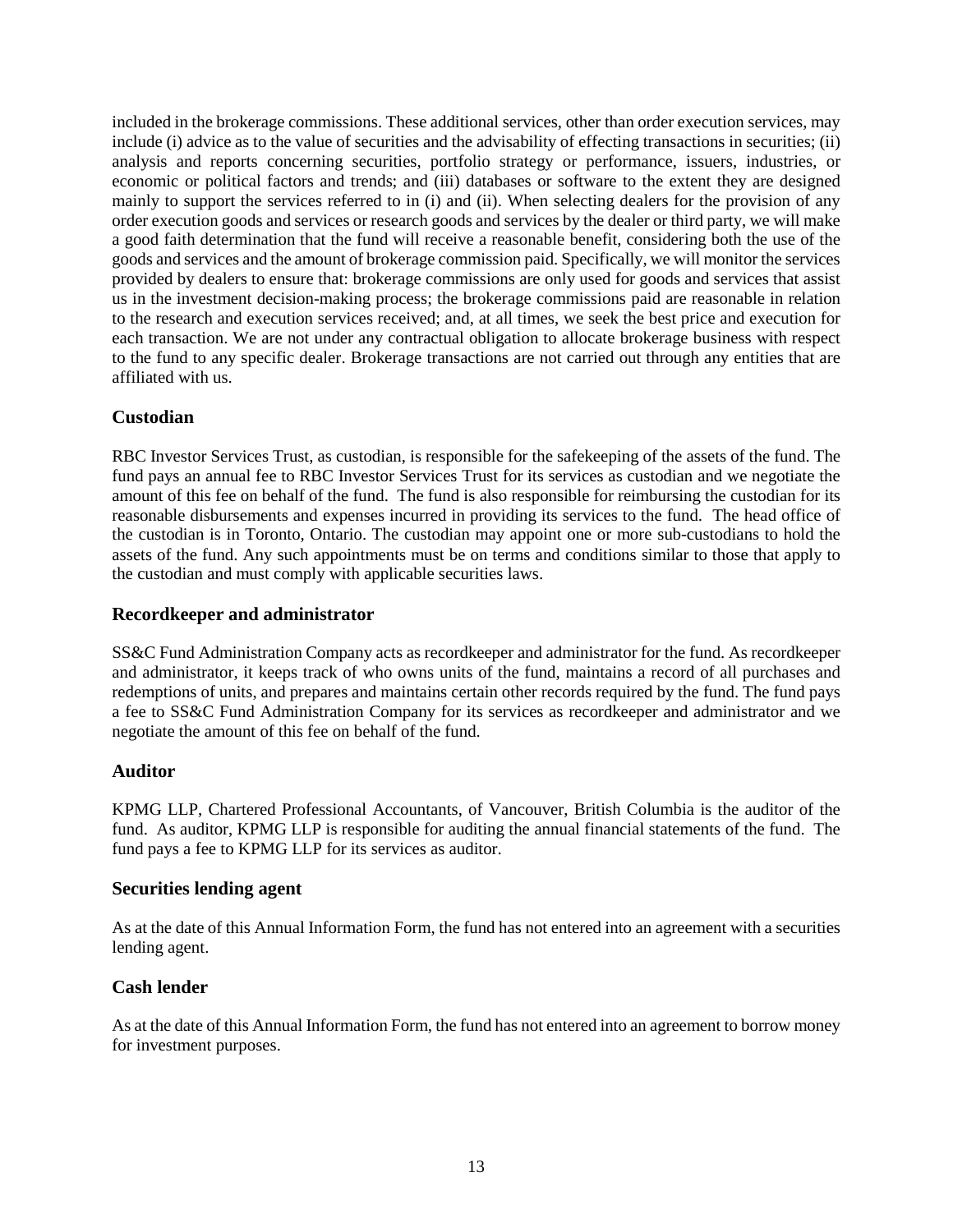included in the brokerage commissions. These additional services, other than order execution services, may include (i) advice as to the value of securities and the advisability of effecting transactions in securities; (ii) analysis and reports concerning securities, portfolio strategy or performance, issuers, industries, or economic or political factors and trends; and (iii) databases or software to the extent they are designed mainly to support the services referred to in (i) and (ii). When selecting dealers for the provision of any order execution goods and services or research goods and services by the dealer or third party, we will make a good faith determination that the fund will receive a reasonable benefit, considering both the use of the goods and services and the amount of brokerage commission paid. Specifically, we will monitor the services provided by dealers to ensure that: brokerage commissions are only used for goods and services that assist us in the investment decision-making process; the brokerage commissions paid are reasonable in relation to the research and execution services received; and, at all times, we seek the best price and execution for each transaction. We are not under any contractual obligation to allocate brokerage business with respect to the fund to any specific dealer. Brokerage transactions are not carried out through any entities that are affiliated with us.

### Custodian

RBC Investor Services Trust, as custodian, is responsible for the safekeeping of the assets of the fund. The fund pays an annual fee to RBC Investor Services Trust for its services as custodian and we negotiate the amount of this fee on behalf of the fund. The fund is also responsible for reimbursing the custodian for its reasonable disbursements and expenses incurred in providing its services to the fund. The head office of the custodian is in Toronto, Ontario. The custodian may appoint one or more sub-custodians to hold the assets of the fund. Any such appointments must be on terms and conditions similar to those that apply to the custodian and must comply with applicable securities laws.

### Recordkeeper and administrator

SS&C Fund Administration Company acts as recordkeeper and administrator for the fund. As recordkeeper and administrator, it keeps track of who owns units of the fund, maintains a record of all purchases and redemptions of units, and prepares and maintains certain other records required by the fund. The fund pays a fee to SS&C Fund Administration Company for its services as recordkeeper and administrator and we negotiate the amount of this fee on behalf of the fund.

### Auditor

KPMG LLP, Chartered Professional Accountants, of Vancouver, British Columbia is the auditor of the fund. As auditor, KPMG LLP is responsible for auditing the annual financial statements of the fund. The fund pays a fee to KPMG LLP for its services as auditor.

### Securities lending agent

As at the date of this Annual Information Form, the fund has not entered into an agreement with a securities lending agent.

### Cash lender

As at the date of this Annual Information Form, the fund has not entered into an agreement to borrow money for investment purposes.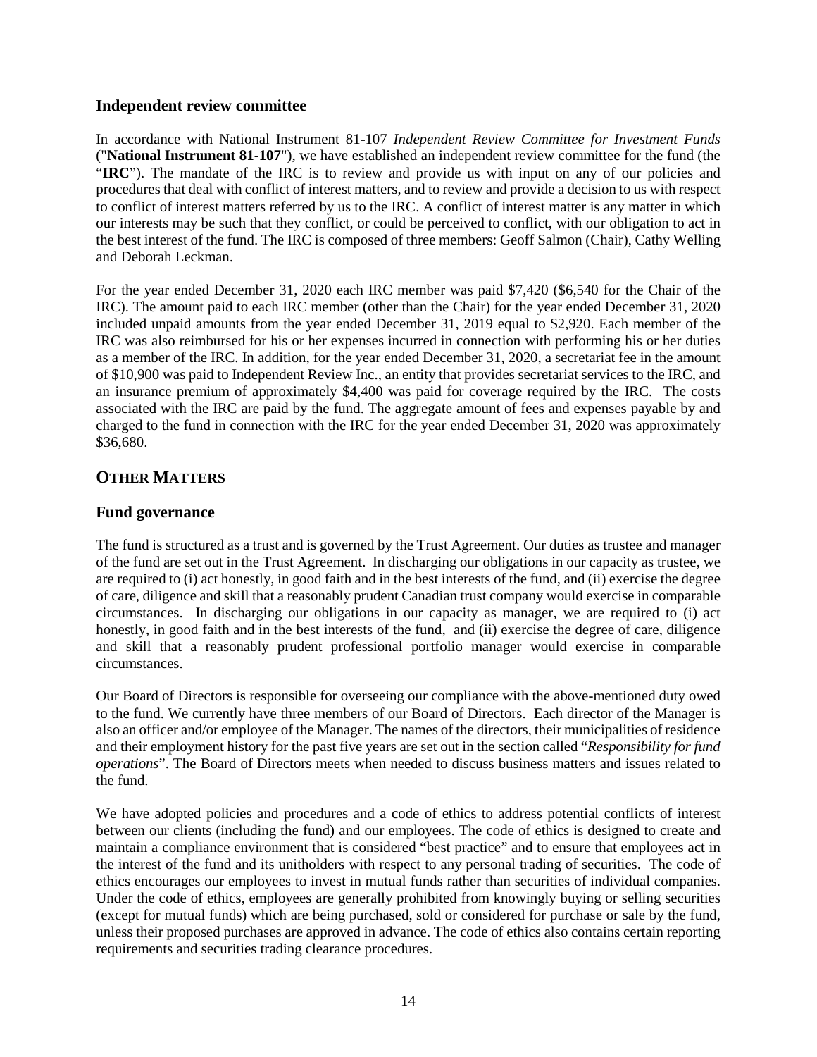## Independent review committee

In accordance with National Instrument 81-107 *Independent Review Committee for Investment Funds* ("**National Instrument 81-107**"), we have established an independent review committee for the fund (the "**IRC**"). The mandate of the IRC is to review and provide us with input on any of our policies and procedures that deal with conflict of interest matters, and to review and provide a decision to us with respect to conflict of interest matters referred by us to the IRC. A conflict of interest matter is any matter in which our interests may be such that they conflict, or could be perceived to conflict, with our obligation to act in the best interest of the fund. The IRC is composed of three members: Geoff Salmon (Chair), Cathy Welling and Deborah Leckman.

For the year ended December 31, 2020 each IRC member was paid $7,420 ($6,540 for the Chair of the IRC). The amount paid to each IRC member (other than the Chair) for the year ended December 31, 2020 included unpaid amounts from the year ended December 31, 2019 equal to $2,920. Each member of the IRC was also reimbursed for his or her expenses incurred in connection with performing his or her duties as a member of the IRC. In addition, for the year ended December 31, 2020, a secretariat fee in the amount of $10,900 was paid to Independent Review Inc., an entity that provides secretariat services to the IRC, and an insurance premium of approximately $4,400 was paid for coverage required by the IRC. The costs associated with the IRC are paid by the fund. The aggregate amount of fees and expenses payable by and charged to the fund in connection with the IRC for the year ended December 31, 2020 was approximately $36,680.

# OTHER MATTERS

## Fund governance

The fund is structured as a trust and is governed by the Trust Agreement. Our duties as trustee and manager of the fund are set out in the Trust Agreement. In discharging our obligations in our capacity as trustee, we are required to (i) act honestly, in good faith and in the best interests of the fund, and (ii) exercise the degree of care, diligence and skill that a reasonably prudent Canadian trust company would exercise in comparable circumstances. In discharging our obligations in our capacity as manager, we are required to (i) act honestly, in good faith and in the best interests of the fund, and (ii) exercise the degree of care, diligence and skill that a reasonably prudent professional portfolio manager would exercise in comparable circumstances.

Our Board of Directors is responsible for overseeing our compliance with the above-mentioned duty owed to the fund. We currently have three members of our Board of Directors. Each director of the Manager is also an officer and/or employee of the Manager. The names of the directors, their municipalities of residence and their employment history for the past five years are set out in the section called "*Responsibility for fund operations*". The Board of Directors meets when needed to discuss business matters and issues related to the fund.

We have adopted policies and procedures and a code of ethics to address potential conflicts of interest between our clients (including the fund) and our employees. The code of ethics is designed to create and maintain a compliance environment that is considered "best practice" and to ensure that employees act in the interest of the fund and its unitholders with respect to any personal trading of securities. The code of ethics encourages our employees to invest in mutual funds rather than securities of individual companies. Under the code of ethics, employees are generally prohibited from knowingly buying or selling securities (except for mutual funds) which are being purchased, sold or considered for purchase or sale by the fund, unless their proposed purchases are approved in advance. The code of ethics also contains certain reporting requirements and securities trading clearance procedures.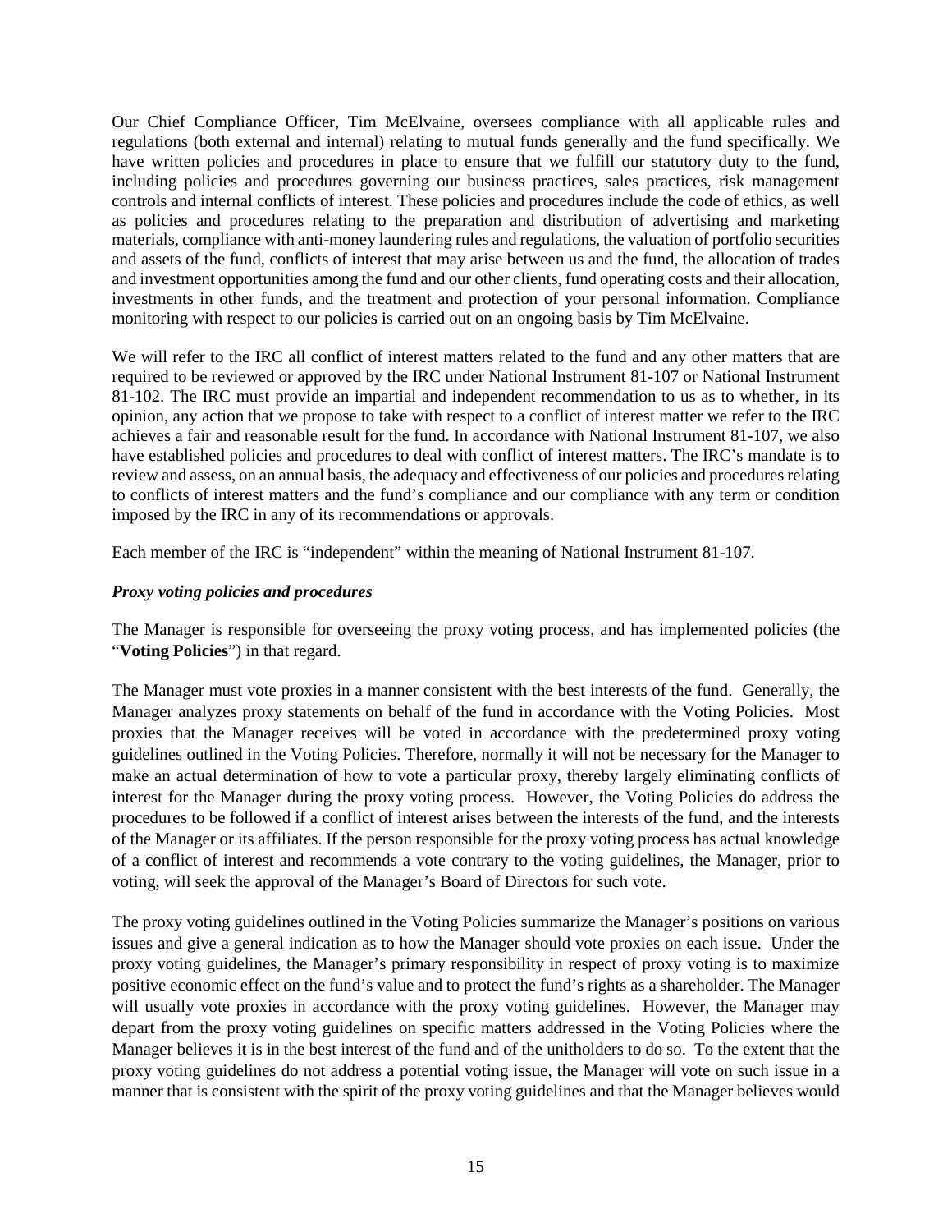Our Chief Compliance Officer, Tim McElvaine, oversees compliance with all applicable rules and regulations (both external and internal) relating to mutual funds generally and the fund specifically. We have written policies and procedures in place to ensure that we fulfill our statutory duty to the fund, including policies and procedures governing our business practices, sales practices, risk management controls and internal conflicts of interest. These policies and procedures include the code of ethics, as well as policies and procedures relating to the preparation and distribution of advertising and marketing materials, compliance with anti-money laundering rules and regulations, the valuation of portfolio securities and assets of the fund, conflicts of interest that may arise between us and the fund, the allocation of trades and investment opportunities among the fund and our other clients, fund operating costs and their allocation, investments in other funds, and the treatment and protection of your personal information. Compliance monitoring with respect to our policies is carried out on an ongoing basis by Tim McElvaine.

We will refer to the IRC all conflict of interest matters related to the fund and any other matters that are required to be reviewed or approved by the IRC under National Instrument 81-107 or National Instrument 81-102. The IRC must provide an impartial and independent recommendation to us as to whether, in its opinion, any action that we propose to take with respect to a conflict of interest matter we refer to the IRC achieves a fair and reasonable result for the fund. In accordance with National Instrument 81-107, we also have established policies and procedures to deal with conflict of interest matters. The IRC's mandate is to review and assess, on an annual basis, the adequacy and effectiveness of our policies and procedures relating to conflicts of interest matters and the fund's compliance and our compliance with any term or condition imposed by the IRC in any of its recommendations or approvals.

Each member of the IRC is "independent" within the meaning of National Instrument 81-107.

### *Proxy voting policies and procedures*

The Manager is responsible for overseeing the proxy voting process, and has implemented policies (the "**Voting Policies**") in that regard.

The Manager must vote proxies in a manner consistent with the best interests of the fund. Generally, the Manager analyzes proxy statements on behalf of the fund in accordance with the Voting Policies. Most proxies that the Manager receives will be voted in accordance with the predetermined proxy voting guidelines outlined in the Voting Policies. Therefore, normally it will not be necessary for the Manager to make an actual determination of how to vote a particular proxy, thereby largely eliminating conflicts of interest for the Manager during the proxy voting process. However, the Voting Policies do address the procedures to be followed if a conflict of interest arises between the interests of the fund, and the interests of the Manager or its affiliates. If the person responsible for the proxy voting process has actual knowledge of a conflict of interest and recommends a vote contrary to the voting guidelines, the Manager, prior to voting, will seek the approval of the Manager's Board of Directors for such vote.

The proxy voting guidelines outlined in the Voting Policies summarize the Manager's positions on various issues and give a general indication as to how the Manager should vote proxies on each issue. Under the proxy voting guidelines, the Manager's primary responsibility in respect of proxy voting is to maximize positive economic effect on the fund's value and to protect the fund's rights as a shareholder. The Manager will usually vote proxies in accordance with the proxy voting guidelines. However, the Manager may depart from the proxy voting guidelines on specific matters addressed in the Voting Policies where the Manager believes it is in the best interest of the fund and of the unitholders to do so. To the extent that the proxy voting guidelines do not address a potential voting issue, the Manager will vote on such issue in a manner that is consistent with the spirit of the proxy voting guidelines and that the Manager believes would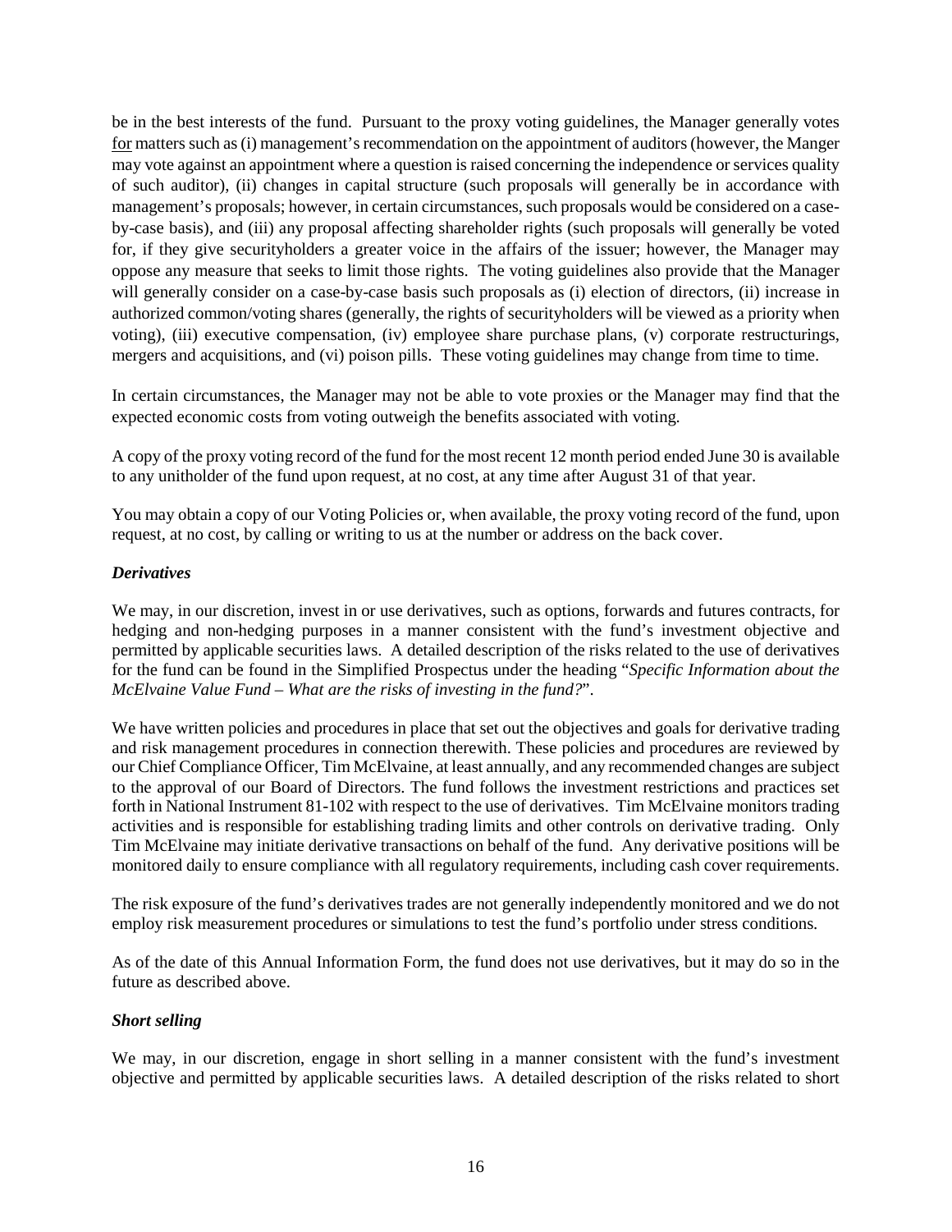be in the best interests of the fund. Pursuant to the proxy voting guidelines, the Manager generally votes for matters such as (i) management's recommendation on the appointment of auditors (however, the Manger may vote against an appointment where a question is raised concerning the independence or services quality of such auditor), (ii) changes in capital structure (such proposals will generally be in accordance with management's proposals; however, in certain circumstances, such proposals would be considered on a case-by-case basis), and (iii) any proposal affecting shareholder rights (such proposals will generally be voted for, if they give securityholders a greater voice in the affairs of the issuer; however, the Manager may oppose any measure that seeks to limit those rights. The voting guidelines also provide that the Manager will generally consider on a case-by-case basis such proposals as (i) election of directors, (ii) increase in authorized common/voting shares (generally, the rights of securityholders will be viewed as a priority when voting), (iii) executive compensation, (iv) employee share purchase plans, (v) corporate restructurings, mergers and acquisitions, and (vi) poison pills. These voting guidelines may change from time to time.

In certain circumstances, the Manager may not be able to vote proxies or the Manager may find that the expected economic costs from voting outweigh the benefits associated with voting.

A copy of the proxy voting record of the fund for the most recent 12 month period ended June 30 is available to any unitholder of the fund upon request, at no cost, at any time after August 31 of that year.

You may obtain a copy of our Voting Policies or, when available, the proxy voting record of the fund, upon request, at no cost, by calling or writing to us at the number or address on the back cover.

***Derivatives***

We may, in our discretion, invest in or use derivatives, such as options, forwards and futures contracts, for hedging and non-hedging purposes in a manner consistent with the fund's investment objective and permitted by applicable securities laws. A detailed description of the risks related to the use of derivatives for the fund can be found in the Simplified Prospectus under the heading "*Specific Information about the McElvaine Value Fund – What are the risks of investing in the fund?*".

We have written policies and procedures in place that set out the objectives and goals for derivative trading and risk management procedures in connection therewith. These policies and procedures are reviewed by our Chief Compliance Officer, Tim McElvaine, at least annually, and any recommended changes are subject to the approval of our Board of Directors. The fund follows the investment restrictions and practices set forth in National Instrument 81-102 with respect to the use of derivatives. Tim McElvaine monitors trading activities and is responsible for establishing trading limits and other controls on derivative trading. Only Tim McElvaine may initiate derivative transactions on behalf of the fund. Any derivative positions will be monitored daily to ensure compliance with all regulatory requirements, including cash cover requirements.

The risk exposure of the fund's derivatives trades are not generally independently monitored and we do not employ risk measurement procedures or simulations to test the fund's portfolio under stress conditions.

As of the date of this Annual Information Form, the fund does not use derivatives, but it may do so in the future as described above.

***Short selling***

We may, in our discretion, engage in short selling in a manner consistent with the fund's investment objective and permitted by applicable securities laws. A detailed description of the risks related to short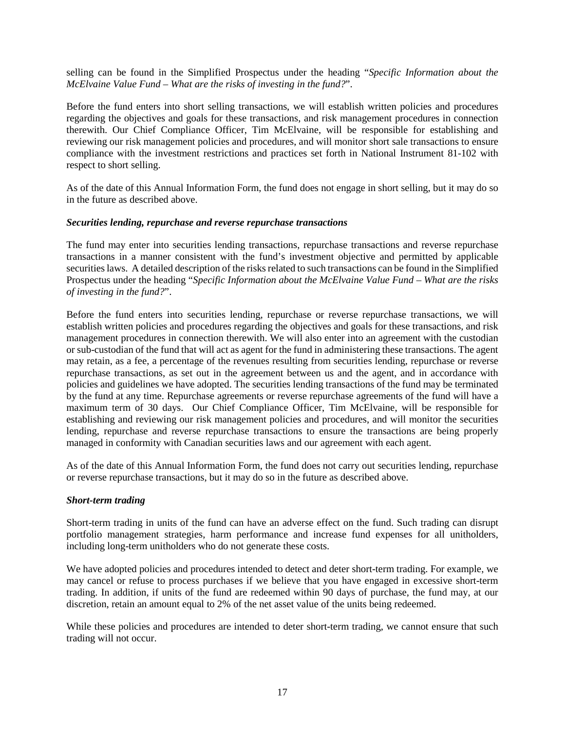selling can be found in the Simplified Prospectus under the heading "*Specific Information about the McElvaine Value Fund – What are the risks of investing in the fund?*".

Before the fund enters into short selling transactions, we will establish written policies and procedures regarding the objectives and goals for these transactions, and risk management procedures in connection therewith. Our Chief Compliance Officer, Tim McElvaine, will be responsible for establishing and reviewing our risk management policies and procedures, and will monitor short sale transactions to ensure compliance with the investment restrictions and practices set forth in National Instrument 81-102 with respect to short selling.

As of the date of this Annual Information Form, the fund does not engage in short selling, but it may do so in the future as described above.

***Securities lending, repurchase and reverse repurchase transactions***

The fund may enter into securities lending transactions, repurchase transactions and reverse repurchase transactions in a manner consistent with the fund's investment objective and permitted by applicable securities laws. A detailed description of the risks related to such transactions can be found in the Simplified Prospectus under the heading "*Specific Information about the McElvaine Value Fund – What are the risks of investing in the fund?*".

Before the fund enters into securities lending, repurchase or reverse repurchase transactions, we will establish written policies and procedures regarding the objectives and goals for these transactions, and risk management procedures in connection therewith. We will also enter into an agreement with the custodian or sub-custodian of the fund that will act as agent for the fund in administering these transactions. The agent may retain, as a fee, a percentage of the revenues resulting from securities lending, repurchase or reverse repurchase transactions, as set out in the agreement between us and the agent, and in accordance with policies and guidelines we have adopted. The securities lending transactions of the fund may be terminated by the fund at any time. Repurchase agreements or reverse repurchase agreements of the fund will have a maximum term of 30 days. Our Chief Compliance Officer, Tim McElvaine, will be responsible for establishing and reviewing our risk management policies and procedures, and will monitor the securities lending, repurchase and reverse repurchase transactions to ensure the transactions are being properly managed in conformity with Canadian securities laws and our agreement with each agent.

As of the date of this Annual Information Form, the fund does not carry out securities lending, repurchase or reverse repurchase transactions, but it may do so in the future as described above.

***Short-term trading***

Short-term trading in units of the fund can have an adverse effect on the fund. Such trading can disrupt portfolio management strategies, harm performance and increase fund expenses for all unitholders, including long-term unitholders who do not generate these costs.

We have adopted policies and procedures intended to detect and deter short-term trading. For example, we may cancel or refuse to process purchases if we believe that you have engaged in excessive short-term trading. In addition, if units of the fund are redeemed within 90 days of purchase, the fund may, at our discretion, retain an amount equal to 2% of the net asset value of the units being redeemed.

While these policies and procedures are intended to deter short-term trading, we cannot ensure that such trading will not occur.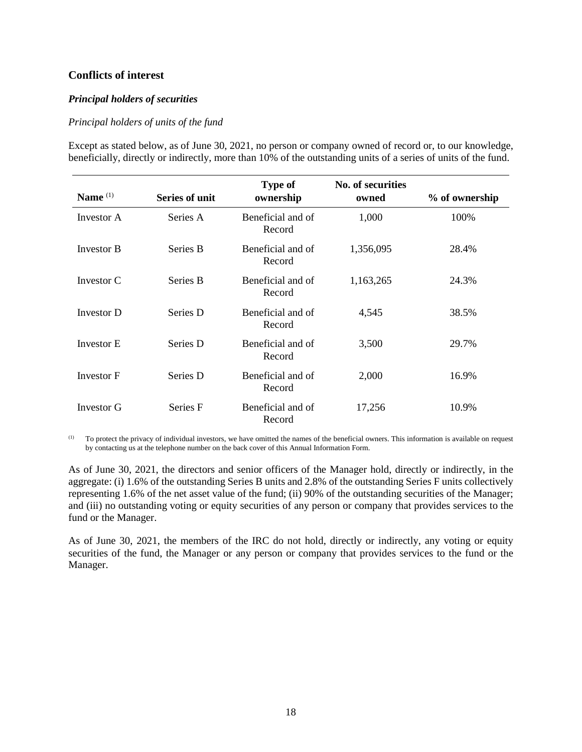## Conflicts of interest

### *Principal holders of securities*

*Principal holders of units of the fund*

Except as stated below, as of June 30, 2021, no person or company owned of record or, to our knowledge, beneficially, directly or indirectly, more than 10% of the outstanding units of a series of units of the fund.

| Name [(1)] | Series of unit | Type of ownership | No. of securities owned | % of ownership |
|---|---|---|---|---|
| Investor A | Series A | Beneficial and of Record | 1,000 | 100% |
| Investor B | Series B | Beneficial and of Record | 1,356,095 | 28.4% |
| Investor C | Series B | Beneficial and of Record | 1,163,265 | 24.3% |
| Investor D | Series D | Beneficial and of Record | 4,545 | 38.5% |
| Investor E | Series D | Beneficial and of Record | 3,500 | 29.7% |
| Investor F | Series D | Beneficial and of Record | 2,000 | 16.9% |
| Investor G | Series F | Beneficial and of Record | 17,256 | 10.9% |

(1) To protect the privacy of individual investors, we have omitted the names of the beneficial owners. This information is available on request by contacting us at the telephone number on the back cover of this Annual Information Form.

As of June 30, 2021, the directors and senior officers of the Manager hold, directly or indirectly, in the aggregate: (i) 1.6% of the outstanding Series B units and 2.8% of the outstanding Series F units collectively representing 1.6% of the net asset value of the fund; (ii) 90% of the outstanding securities of the Manager; and (iii) no outstanding voting or equity securities of any person or company that provides services to the fund or the Manager.

As of June 30, 2021, the members of the IRC do not hold, directly or indirectly, any voting or equity securities of the fund, the Manager or any person or company that provides services to the fund or the Manager.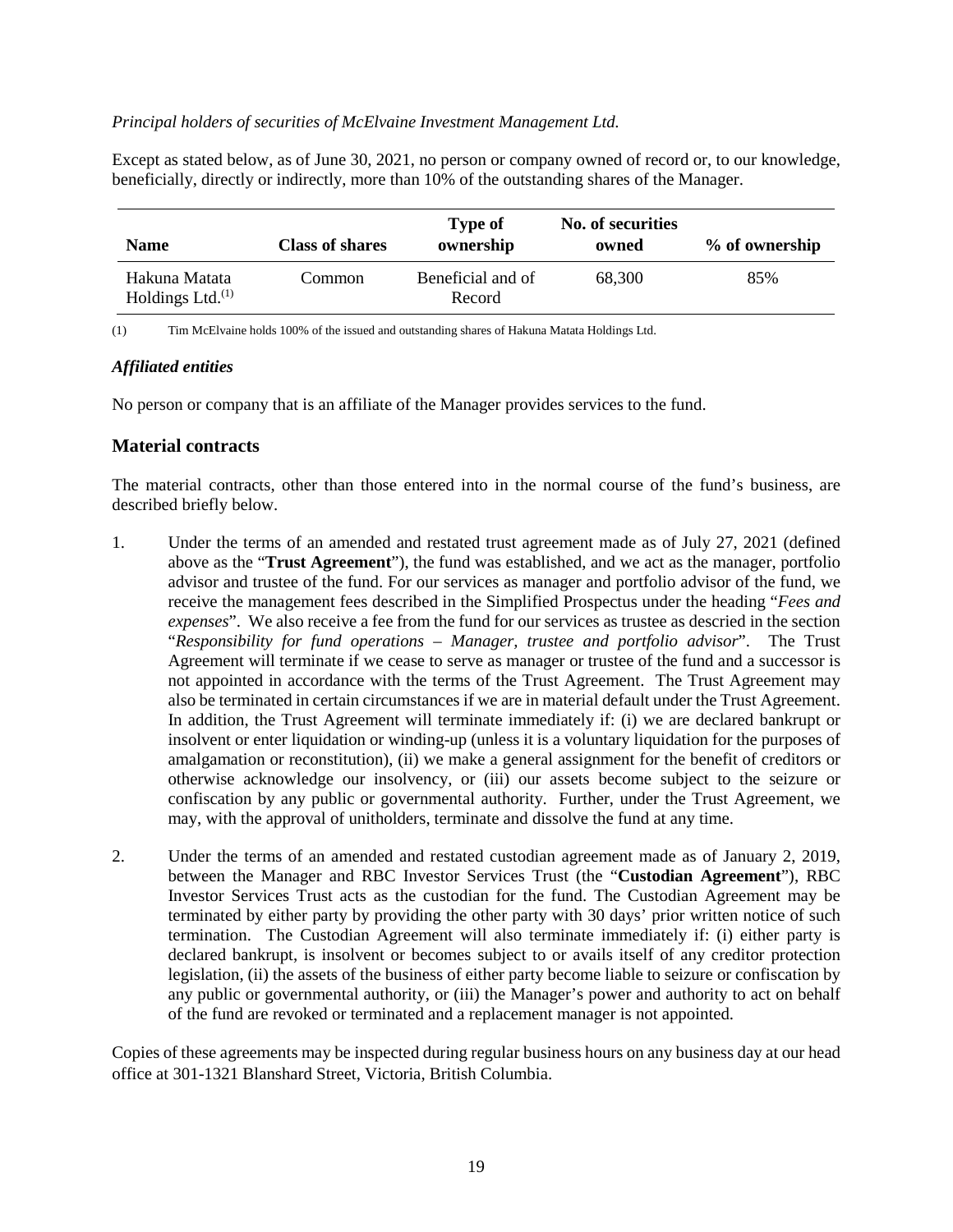*Principal holders of securities of McElvaine Investment Management Ltd.*

Except as stated below, as of June 30, 2021, no person or company owned of record or, to our knowledge, beneficially, directly or indirectly, more than 10% of the outstanding shares of the Manager.

| Name | Class of shares | Type of ownership | No. of securities owned | % of ownership |
|---|---|---|---|---|
| Hakuna Matata Holdings Ltd.[1] | Common | Beneficial and of Record | 68,300 | 85% |

(1) Tim McElvaine holds 100% of the issued and outstanding shares of Hakuna Matata Holdings Ltd.

***Affiliated entities***

No person or company that is an affiliate of the Manager provides services to the fund.

## Material contracts

The material contracts, other than those entered into in the normal course of the fund's business, are described briefly below.

1. Under the terms of an amended and restated trust agreement made as of July 27, 2021 (defined above as the "**Trust Agreement**"), the fund was established, and we act as the manager, portfolio advisor and trustee of the fund. For our services as manager and portfolio advisor of the fund, we receive the management fees described in the Simplified Prospectus under the heading "*Fees and expenses*". We also receive a fee from the fund for our services as trustee as descried in the section "*Responsibility for fund operations – Manager, trustee and portfolio advisor*". The Trust Agreement will terminate if we cease to serve as manager or trustee of the fund and a successor is not appointed in accordance with the terms of the Trust Agreement. The Trust Agreement may also be terminated in certain circumstances if we are in material default under the Trust Agreement. In addition, the Trust Agreement will terminate immediately if: (i) we are declared bankrupt or insolvent or enter liquidation or winding-up (unless it is a voluntary liquidation for the purposes of amalgamation or reconstitution), (ii) we make a general assignment for the benefit of creditors or otherwise acknowledge our insolvency, or (iii) our assets become subject to the seizure or confiscation by any public or governmental authority. Further, under the Trust Agreement, we may, with the approval of unitholders, terminate and dissolve the fund at any time.

2. Under the terms of an amended and restated custodian agreement made as of January 2, 2019, between the Manager and RBC Investor Services Trust (the "**Custodian Agreement**"), RBC Investor Services Trust acts as the custodian for the fund. The Custodian Agreement may be terminated by either party by providing the other party with 30 days' prior written notice of such termination. The Custodian Agreement will also terminate immediately if: (i) either party is declared bankrupt, is insolvent or becomes subject to or avails itself of any creditor protection legislation, (ii) the assets of the business of either party become liable to seizure or confiscation by any public or governmental authority, or (iii) the Manager's power and authority to act on behalf of the fund are revoked or terminated and a replacement manager is not appointed.

Copies of these agreements may be inspected during regular business hours on any business day at our head office at 301-1321 Blanshard Street, Victoria, British Columbia.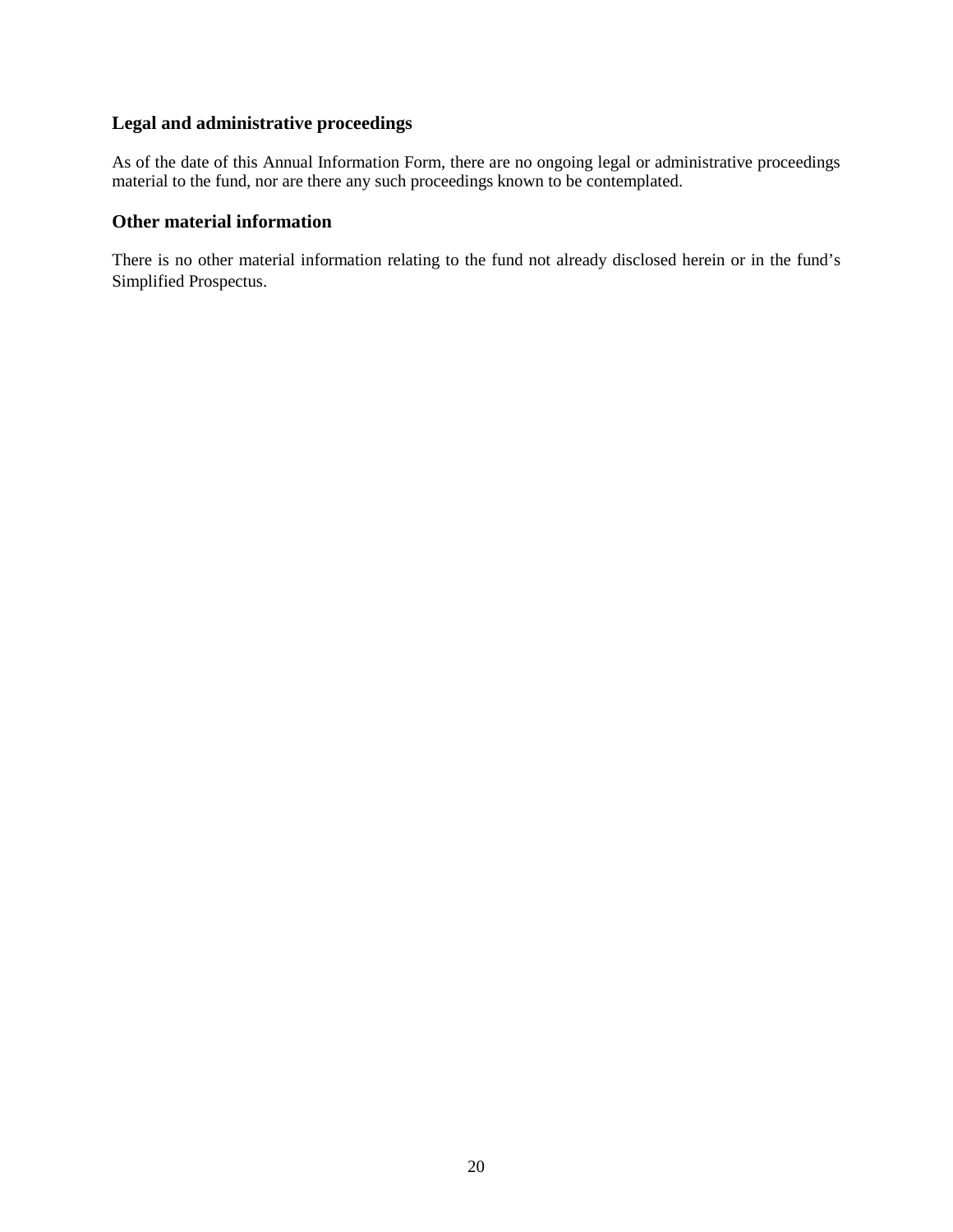### Legal and administrative proceedings

As of the date of this Annual Information Form, there are no ongoing legal or administrative proceedings material to the fund, nor are there any such proceedings known to be contemplated.

### Other material information

There is no other material information relating to the fund not already disclosed herein or in the fund's Simplified Prospectus.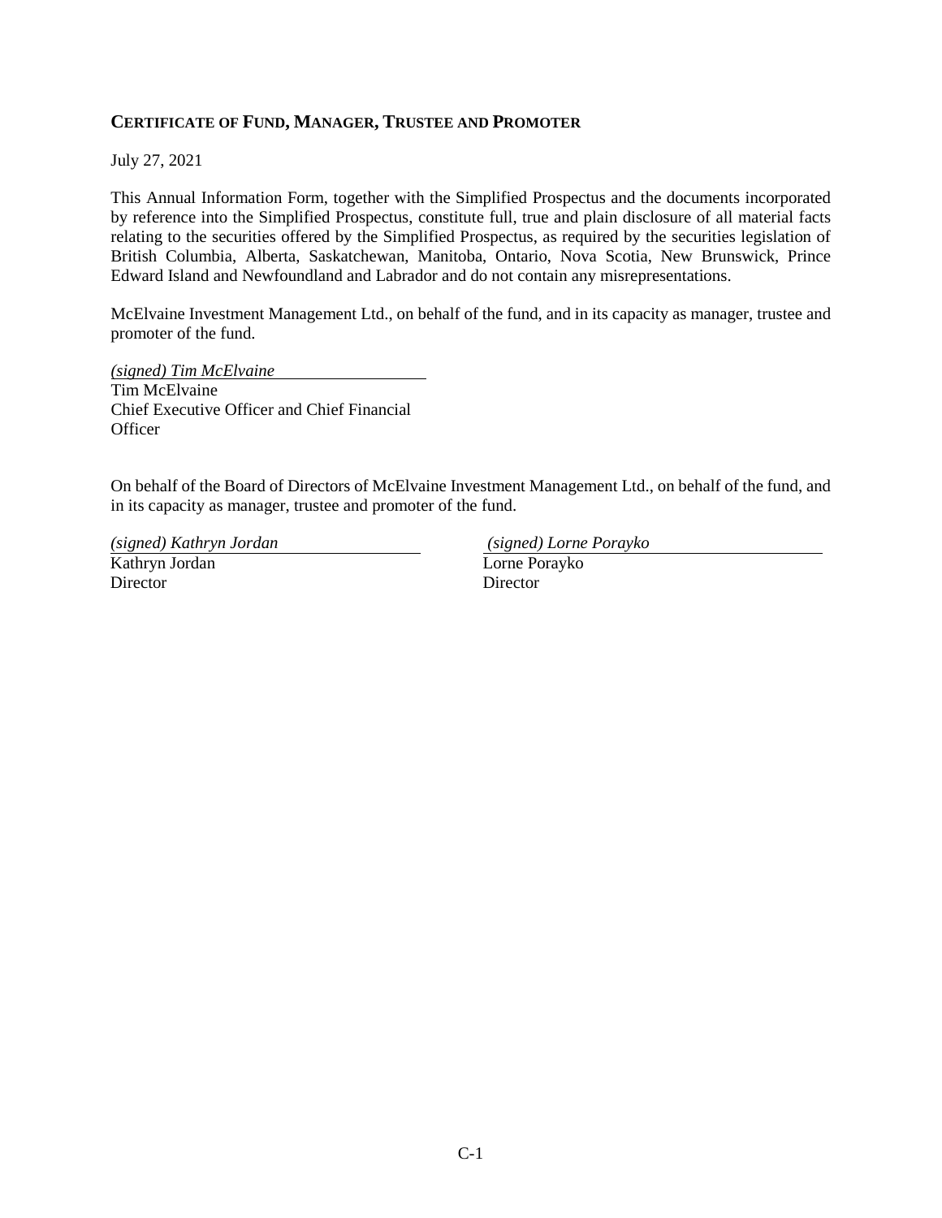## CERTIFICATE OF FUND, MANAGER, TRUSTEE AND PROMOTER

July 27, 2021

This Annual Information Form, together with the Simplified Prospectus and the documents incorporated by reference into the Simplified Prospectus, constitute full, true and plain disclosure of all material facts relating to the securities offered by the Simplified Prospectus, as required by the securities legislation of British Columbia, Alberta, Saskatchewan, Manitoba, Ontario, Nova Scotia, New Brunswick, Prince Edward Island and Newfoundland and Labrador and do not contain any misrepresentations.

McElvaine Investment Management Ltd., on behalf of the fund, and in its capacity as manager, trustee and promoter of the fund.

*(signed) Tim McElvaine*
Tim McElvaine
Chief Executive Officer and Chief Financial Officer

On behalf of the Board of Directors of McElvaine Investment Management Ltd., on behalf of the fund, and in its capacity as manager, trustee and promoter of the fund.

*(signed) Kathryn Jordan*
Kathryn Jordan
Director

*(signed) Lorne Porayko*
Lorne Porayko
Director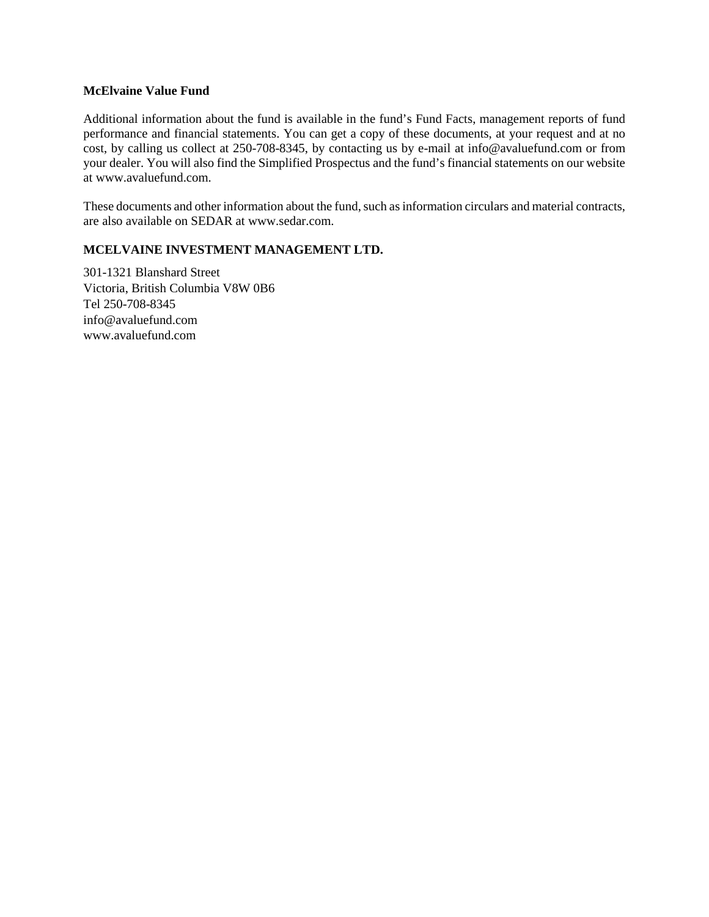**McElvaine Value Fund**

Additional information about the fund is available in the fund's Fund Facts, management reports of fund performance and financial statements. You can get a copy of these documents, at your request and at no cost, by calling us collect at 250-708-8345, by contacting us by e-mail at info@avaluefund.com or from your dealer. You will also find the Simplified Prospectus and the fund's financial statements on our website at www.avaluefund.com.

These documents and other information about the fund, such as information circulars and material contracts, are also available on SEDAR at www.sedar.com.

**MCELVAINE INVESTMENT MANAGEMENT LTD.**

301-1321 Blanshard Street  
Victoria, British Columbia V8W 0B6  
Tel 250-708-8345  
info@avaluefund.com  
www.avaluefund.com